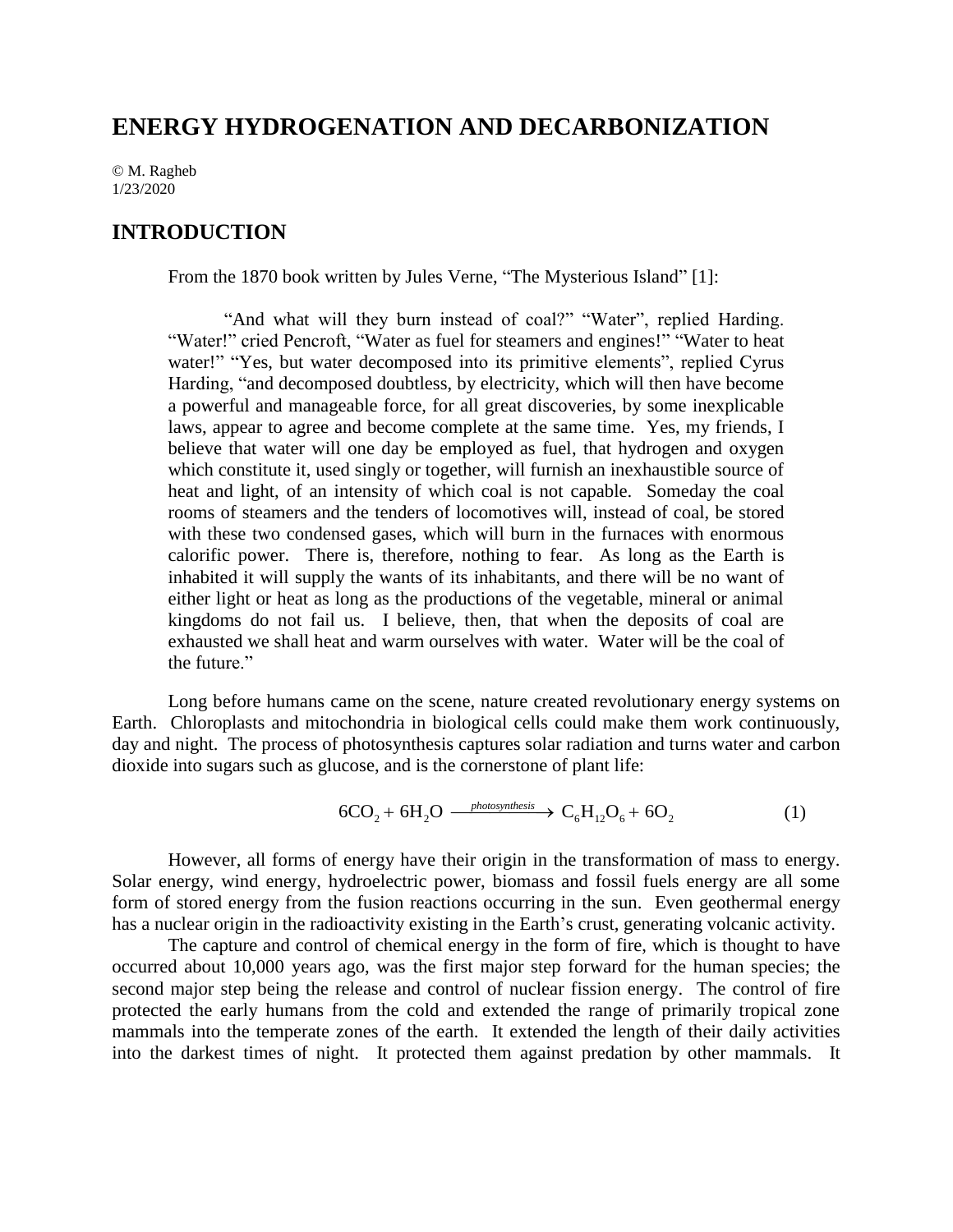# ENERGY HYDROGENATION AND DECARBONIZATION

© M. Ragheb
1/23/2020

## INTRODUCTION

From the 1870 book written by Jules Verne, "The Mysterious Island" [1]:

> "And what will they burn instead of coal?" "Water", replied Harding. "Water!" cried Pencroft, "Water as fuel for steamers and engines!" "Water to heat water!" "Yes, but water decomposed into its primitive elements", replied Cyrus Harding, "and decomposed doubtless, by electricity, which will then have become a powerful and manageable force, for all great discoveries, by some inexplicable laws, appear to agree and become complete at the same time. Yes, my friends, I believe that water will one day be employed as fuel, that hydrogen and oxygen which constitute it, used singly or together, will furnish an inexhaustible source of heat and light, of an intensity of which coal is not capable. Someday the coal rooms of steamers and the tenders of locomotives will, instead of coal, be stored with these two condensed gases, which will burn in the furnaces with enormous calorific power. There is, therefore, nothing to fear. As long as the Earth is inhabited it will supply the wants of its inhabitants, and there will be no want of either light or heat as long as the productions of the vegetable, mineral or animal kingdoms do not fail us. I believe, then, that when the deposits of coal are exhausted we shall heat and warm ourselves with water. Water will be the coal of the future."

Long before humans came on the scene, nature created revolutionary energy systems on Earth. Chloroplasts and mitochondria in biological cells could make them work continuously, day and night. The process of photosynthesis captures solar radiation and turns water and carbon dioxide into sugars such as glucose, and is the cornerstone of plant life:

$$6CO_2 + 6H_2O \xrightarrow{photosynthesis} C_6H_{12}O_6 + 6O_2 \tag{1}$$

However, all forms of energy have their origin in the transformation of mass to energy. Solar energy, wind energy, hydroelectric power, biomass and fossil fuels energy are all some form of stored energy from the fusion reactions occurring in the sun. Even geothermal energy has a nuclear origin in the radioactivity existing in the Earth's crust, generating volcanic activity.

The capture and control of chemical energy in the form of fire, which is thought to have occurred about 10,000 years ago, was the first major step forward for the human species; the second major step being the release and control of nuclear fission energy. The control of fire protected the early humans from the cold and extended the range of primarily tropical zone mammals into the temperate zones of the earth. It extended the length of their daily activities into the darkest times of night. It protected them against predation by other mammals. It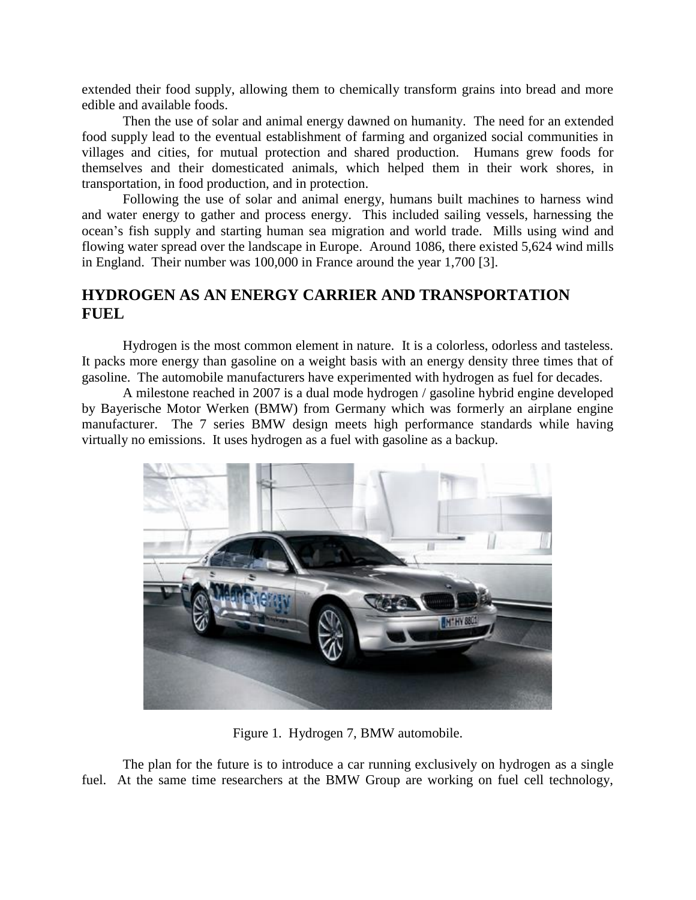extended their food supply, allowing them to chemically transform grains into bread and more edible and available foods.

Then the use of solar and animal energy dawned on humanity. The need for an extended food supply lead to the eventual establishment of farming and organized social communities in villages and cities, for mutual protection and shared production. Humans grew foods for themselves and their domesticated animals, which helped them in their work shores, in transportation, in food production, and in protection.

Following the use of solar and animal energy, humans built machines to harness wind and water energy to gather and process energy. This included sailing vessels, harnessing the ocean's fish supply and starting human sea migration and world trade. Mills using wind and flowing water spread over the landscape in Europe. Around 1086, there existed 5,624 wind mills in England. Their number was 100,000 in France around the year 1,700 [3].

## HYDROGEN AS AN ENERGY CARRIER AND TRANSPORTATION FUEL

Hydrogen is the most common element in nature. It is a colorless, odorless and tasteless. It packs more energy than gasoline on a weight basis with an energy density three times that of gasoline. The automobile manufacturers have experimented with hydrogen as fuel for decades.

A milestone reached in 2007 is a dual mode hydrogen / gasoline hybrid engine developed by Bayerische Motor Werken (BMW) from Germany which was formerly an airplane engine manufacturer. The 7 series BMW design meets high performance standards while having virtually no emissions. It uses hydrogen as a fuel with gasoline as a backup.

Figure 1. Hydrogen 7, BMW automobile.

The plan for the future is to introduce a car running exclusively on hydrogen as a single fuel. At the same time researchers at the BMW Group are working on fuel cell technology,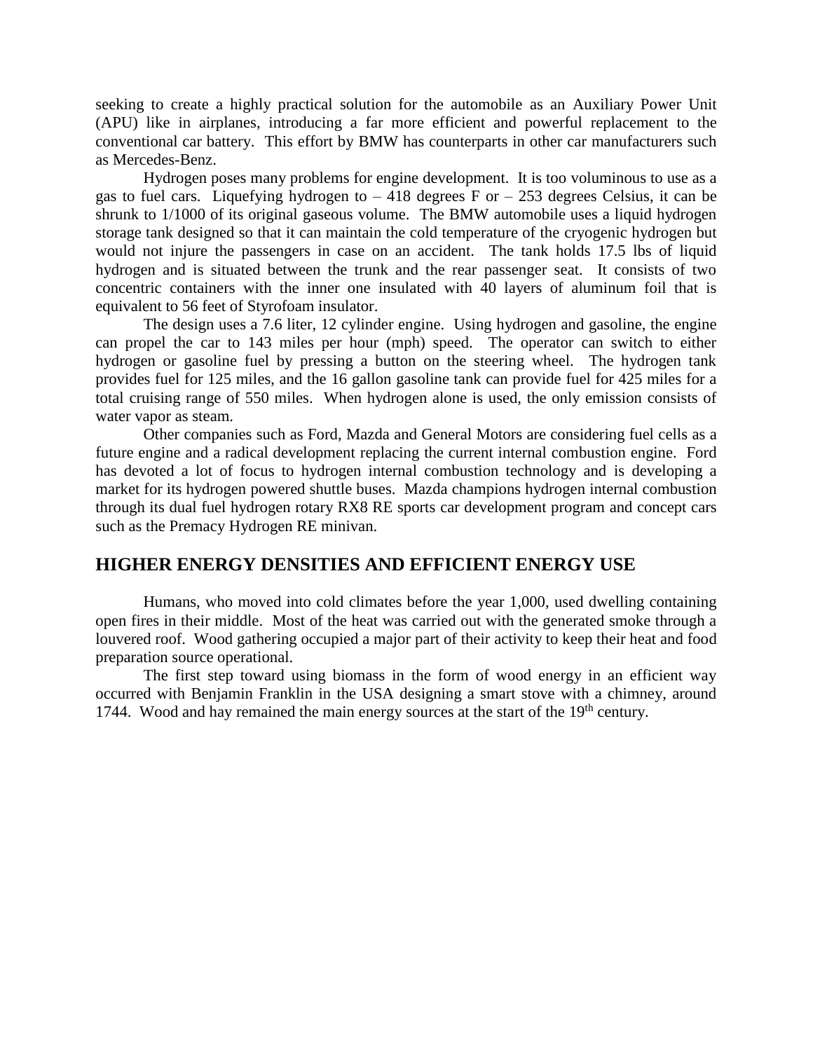seeking to create a highly practical solution for the automobile as an Auxiliary Power Unit (APU) like in airplanes, introducing a far more efficient and powerful replacement to the conventional car battery. This effort by BMW has counterparts in other car manufacturers such as Mercedes-Benz.

Hydrogen poses many problems for engine development. It is too voluminous to use as a gas to fuel cars. Liquefying hydrogen to – 418 degrees F or – 253 degrees Celsius, it can be shrunk to 1/1000 of its original gaseous volume. The BMW automobile uses a liquid hydrogen storage tank designed so that it can maintain the cold temperature of the cryogenic hydrogen but would not injure the passengers in case on an accident. The tank holds 17.5 lbs of liquid hydrogen and is situated between the trunk and the rear passenger seat. It consists of two concentric containers with the inner one insulated with 40 layers of aluminum foil that is equivalent to 56 feet of Styrofoam insulator.

The design uses a 7.6 liter, 12 cylinder engine. Using hydrogen and gasoline, the engine can propel the car to 143 miles per hour (mph) speed. The operator can switch to either hydrogen or gasoline fuel by pressing a button on the steering wheel. The hydrogen tank provides fuel for 125 miles, and the 16 gallon gasoline tank can provide fuel for 425 miles for a total cruising range of 550 miles. When hydrogen alone is used, the only emission consists of water vapor as steam.

Other companies such as Ford, Mazda and General Motors are considering fuel cells as a future engine and a radical development replacing the current internal combustion engine. Ford has devoted a lot of focus to hydrogen internal combustion technology and is developing a market for its hydrogen powered shuttle buses. Mazda champions hydrogen internal combustion through its dual fuel hydrogen rotary RX8 RE sports car development program and concept cars such as the Premacy Hydrogen RE minivan.

## HIGHER ENERGY DENSITIES AND EFFICIENT ENERGY USE

Humans, who moved into cold climates before the year 1,000, used dwelling containing open fires in their middle. Most of the heat was carried out with the generated smoke through a louvered roof. Wood gathering occupied a major part of their activity to keep their heat and food preparation source operational.

The first step toward using biomass in the form of wood energy in an efficient way occurred with Benjamin Franklin in the USA designing a smart stove with a chimney, around 1744. Wood and hay remained the main energy sources at the start of the 19$^{th}$ century.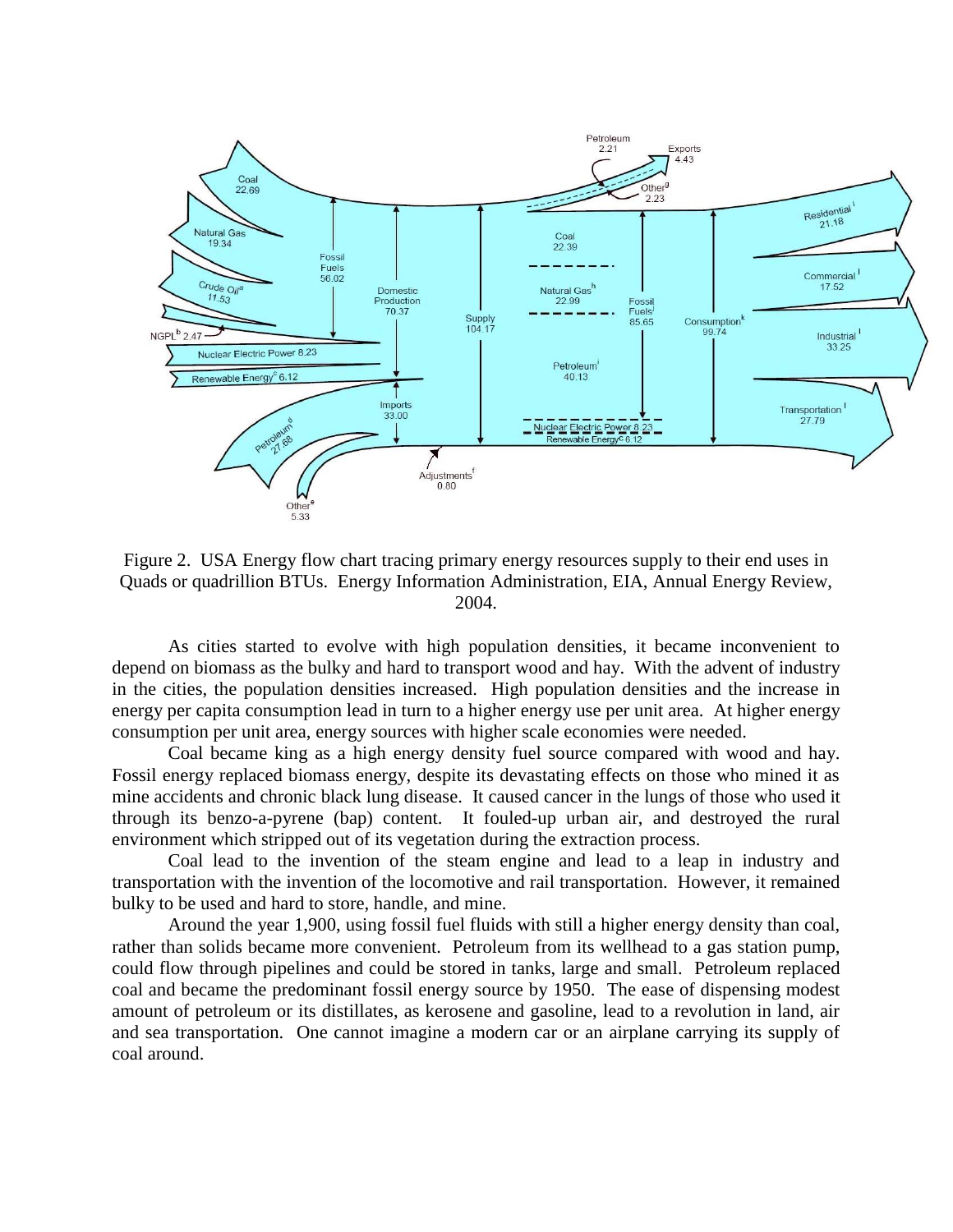Figure 2. USA Energy flow chart tracing primary energy resources supply to their end uses in Quads or quadrillion BTUs. Energy Information Administration, EIA, Annual Energy Review, 2004.

As cities started to evolve with high population densities, it became inconvenient to depend on biomass as the bulky and hard to transport wood and hay. With the advent of industry in the cities, the population densities increased. High population densities and the increase in energy per capita consumption lead in turn to a higher energy use per unit area. At higher energy consumption per unit area, energy sources with higher scale economies were needed.

Coal became king as a high energy density fuel source compared with wood and hay. Fossil energy replaced biomass energy, despite its devastating effects on those who mined it as mine accidents and chronic black lung disease. It caused cancer in the lungs of those who used it through its benzo-a-pyrene (bap) content. It fouled-up urban air, and destroyed the rural environment which stripped out of its vegetation during the extraction process.

Coal lead to the invention of the steam engine and lead to a leap in industry and transportation with the invention of the locomotive and rail transportation. However, it remained bulky to be used and hard to store, handle, and mine.

Around the year 1,900, using fossil fuel fluids with still a higher energy density than coal, rather than solids became more convenient. Petroleum from its wellhead to a gas station pump, could flow through pipelines and could be stored in tanks, large and small. Petroleum replaced coal and became the predominant fossil energy source by 1950. The ease of dispensing modest amount of petroleum or its distillates, as kerosene and gasoline, lead to a revolution in land, air and sea transportation. One cannot imagine a modern car or an airplane carrying its supply of coal around.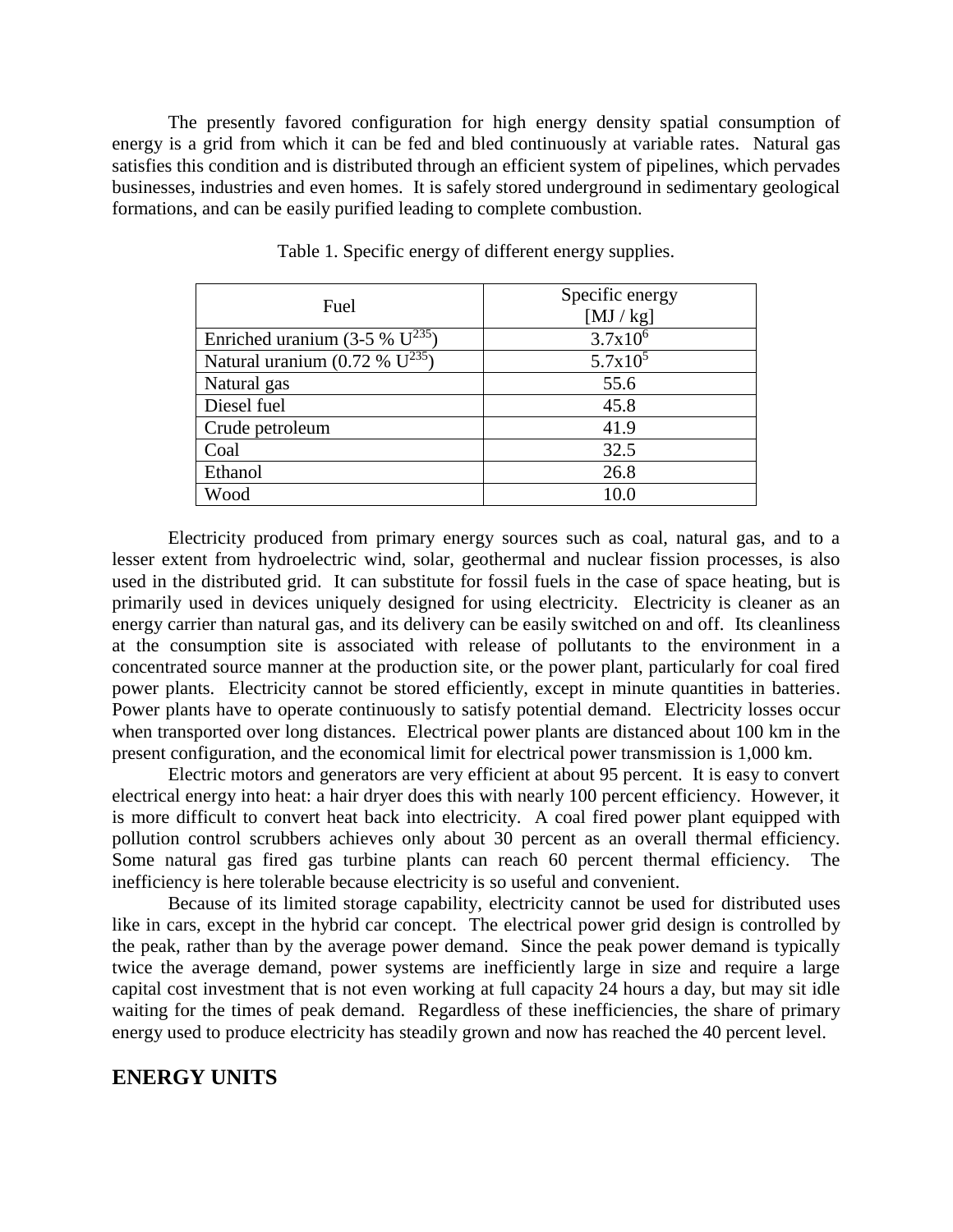The presently favored configuration for high energy density spatial consumption of energy is a grid from which it can be fed and bled continuously at variable rates. Natural gas satisfies this condition and is distributed through an efficient system of pipelines, which pervades businesses, industries and even homes. It is safely stored underground in sedimentary geological formations, and can be easily purified leading to complete combustion.

Table 1. Specific energy of different energy supplies.

| Fuel | Specific energy [MJ / kg] |
| --- | --- |
| Enriched uranium (3-5 % $U^{235}$) | $3.7 \times 10^6$ |
| Natural uranium (0.72 % $U^{235}$) | $5.7 \times 10^5$ |
| Natural gas | 55.6 |
| Diesel fuel | 45.8 |
| Crude petroleum | 41.9 |
| Coal | 32.5 |
| Ethanol | 26.8 |
| Wood | 10.0 |

Electricity produced from primary energy sources such as coal, natural gas, and to a lesser extent from hydroelectric wind, solar, geothermal and nuclear fission processes, is also used in the distributed grid. It can substitute for fossil fuels in the case of space heating, but is primarily used in devices uniquely designed for using electricity. Electricity is cleaner as an energy carrier than natural gas, and its delivery can be easily switched on and off. Its cleanliness at the consumption site is associated with release of pollutants to the environment in a concentrated source manner at the production site, or the power plant, particularly for coal fired power plants. Electricity cannot be stored efficiently, except in minute quantities in batteries. Power plants have to operate continuously to satisfy potential demand. Electricity losses occur when transported over long distances. Electrical power plants are distanced about 100 km in the present configuration, and the economical limit for electrical power transmission is 1,000 km.

Electric motors and generators are very efficient at about 95 percent. It is easy to convert electrical energy into heat: a hair dryer does this with nearly 100 percent efficiency. However, it is more difficult to convert heat back into electricity. A coal fired power plant equipped with pollution control scrubbers achieves only about 30 percent as an overall thermal efficiency. Some natural gas fired gas turbine plants can reach 60 percent thermal efficiency. The inefficiency is here tolerable because electricity is so useful and convenient.

Because of its limited storage capability, electricity cannot be used for distributed uses like in cars, except in the hybrid car concept. The electrical power grid design is controlled by the peak, rather than by the average power demand. Since the peak power demand is typically twice the average demand, power systems are inefficiently large in size and require a large capital cost investment that is not even working at full capacity 24 hours a day, but may sit idle waiting for the times of peak demand. Regardless of these inefficiencies, the share of primary energy used to produce electricity has steadily grown and now has reached the 40 percent level.

## ENERGY UNITS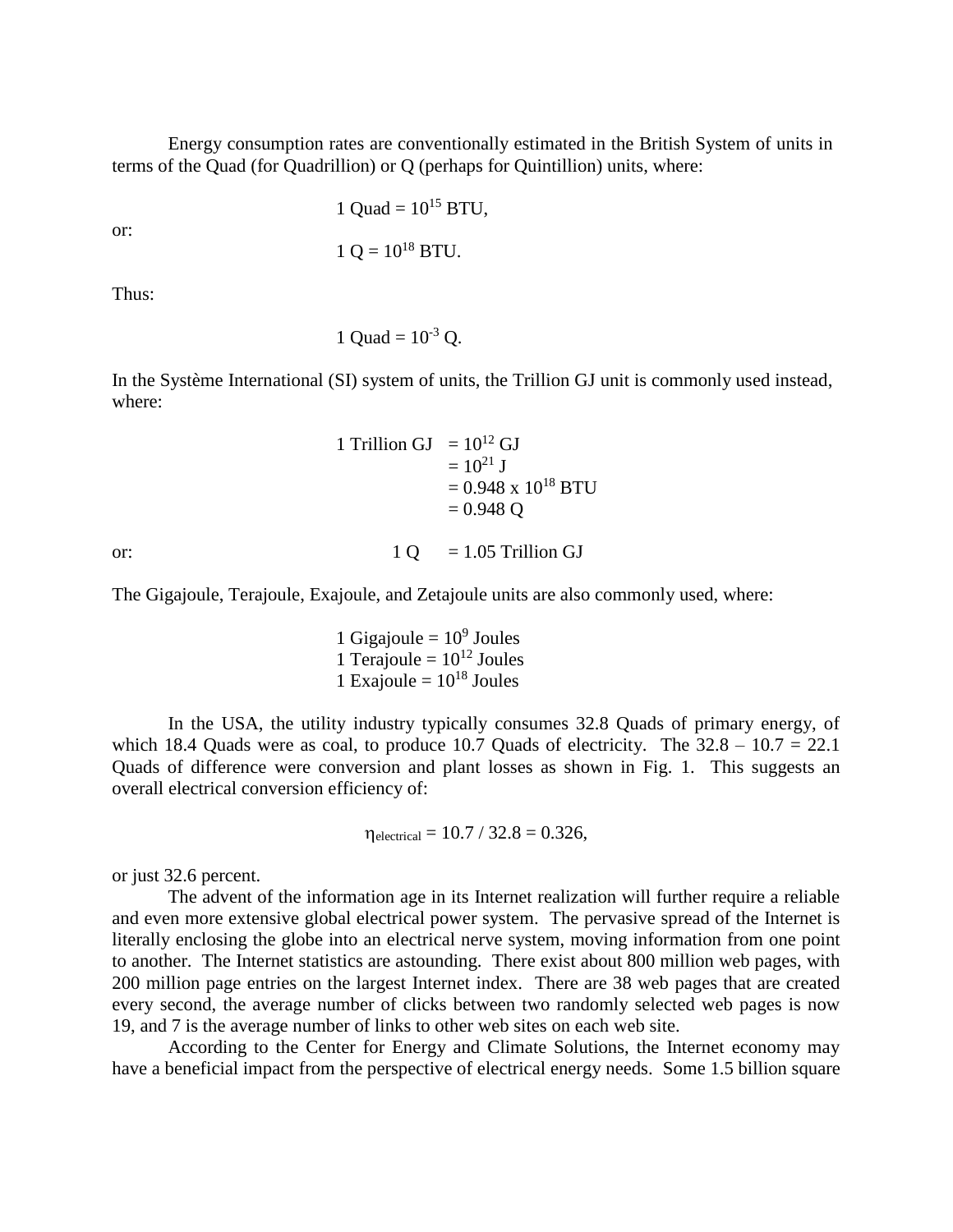Energy consumption rates are conventionally estimated in the British System of units in terms of the Quad (for Quadrillion) or Q (perhaps for Quintillion) units, where:

$$1 \text{ Quad} = 10^{15} \text{ BTU},$$

or:

$$1 \text{ Q} = 10^{18} \text{ BTU}.$$

Thus:

$$1 \text{ Quad} = 10^{-3} \text{ Q}.$$

In the Système International (SI) system of units, the Trillion GJ unit is commonly used instead, where:

$$
\begin{aligned}
1 \text{ Trillion GJ} &= 10^{12} \text{ GJ} \\
&= 10^{21} \text{ J} \\
&= 0.948 \times 10^{18} \text{ BTU} \\
&= 0.948 \text{ Q}
\end{aligned}
$$

or:

$$1 \text{ Q} = 1.05 \text{ Trillion GJ}$$

The Gigajoule, Terajoule, Exajoule, and Zetajoule units are also commonly used, where:

$$
\begin{aligned}
1 \text{ Gigajoule} &= 10^{9} \text{ Joules} \\
1 \text{ Terajoule} &= 10^{12} \text{ Joules} \\
1 \text{ Exajoule} &= 10^{18} \text{ Joules}
\end{aligned}
$$

In the USA, the utility industry typically consumes 32.8 Quads of primary energy, of which 18.4 Quads were as coal, to produce 10.7 Quads of electricity. The 32.8 – 10.7 = 22.1 Quads of difference were conversion and plant losses as shown in Fig. 1. This suggests an overall electrical conversion efficiency of:

$$\eta_{electrical} = 10.7 / 32.8 = 0.326,$$

or just 32.6 percent.

The advent of the information age in its Internet realization will further require a reliable and even more extensive global electrical power system. The pervasive spread of the Internet is literally enclosing the globe into an electrical nerve system, moving information from one point to another. The Internet statistics are astounding. There exist about 800 million web pages, with 200 million page entries on the largest Internet index. There are 38 web pages that are created every second, the average number of clicks between two randomly selected web pages is now 19, and 7 is the average number of links to other web sites on each web site.

According to the Center for Energy and Climate Solutions, the Internet economy may have a beneficial impact from the perspective of electrical energy needs. Some 1.5 billion square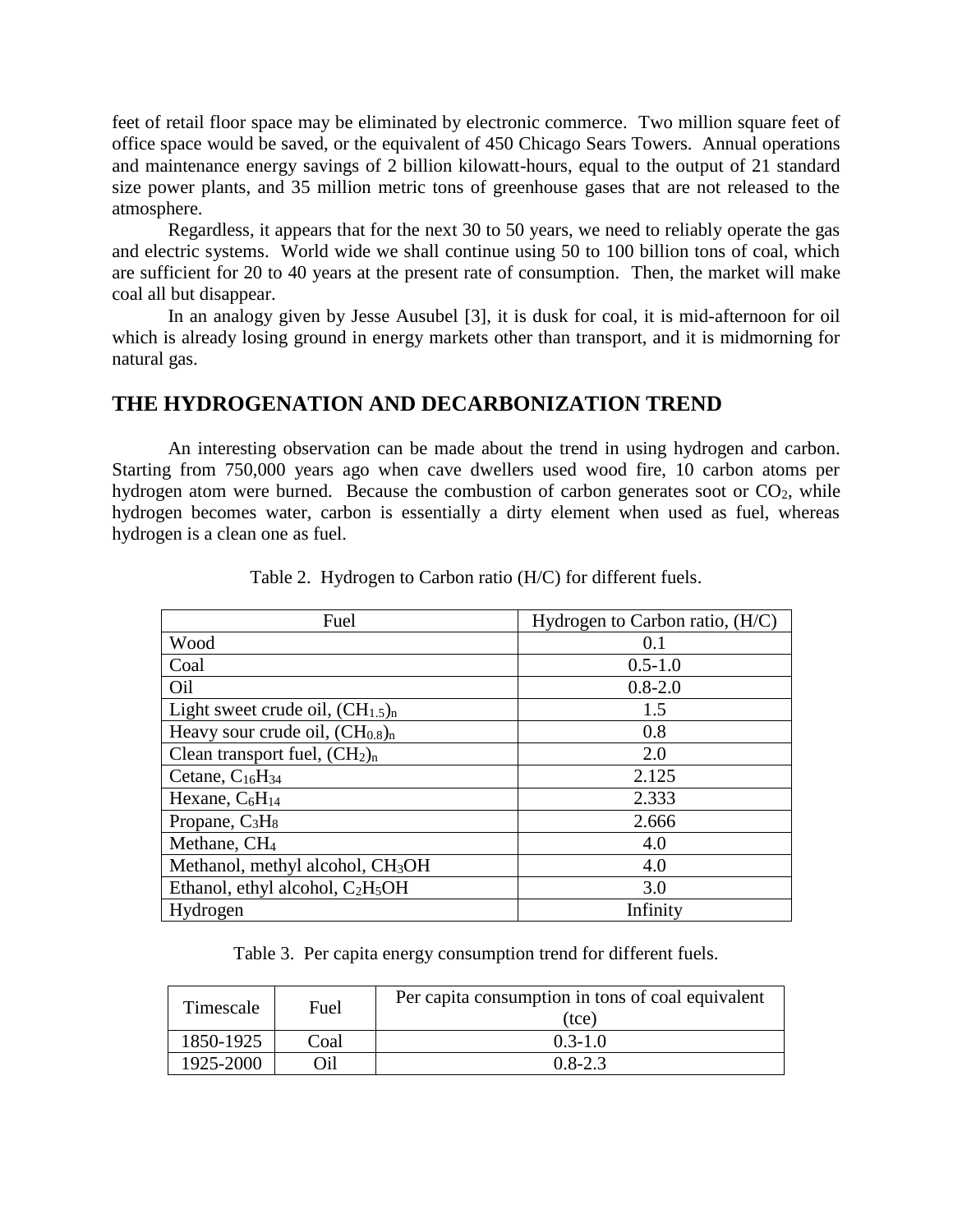feet of retail floor space may be eliminated by electronic commerce. Two million square feet of office space would be saved, or the equivalent of 450 Chicago Sears Towers. Annual operations and maintenance energy savings of 2 billion kilowatt-hours, equal to the output of 21 standard size power plants, and 35 million metric tons of greenhouse gases that are not released to the atmosphere.

Regardless, it appears that for the next 30 to 50 years, we need to reliably operate the gas and electric systems. World wide we shall continue using 50 to 100 billion tons of coal, which are sufficient for 20 to 40 years at the present rate of consumption. Then, the market will make coal all but disappear.

In an analogy given by Jesse Ausubel [3], it is dusk for coal, it is mid-afternoon for oil which is already losing ground in energy markets other than transport, and it is midmorning for natural gas.

## THE HYDROGENATION AND DECARBONIZATION TREND

An interesting observation can be made about the trend in using hydrogen and carbon. Starting from 750,000 years ago when cave dwellers used wood fire, 10 carbon atoms per hydrogen atom were burned. Because the combustion of carbon generates soot or $CO_2$, while hydrogen becomes water, carbon is essentially a dirty element when used as fuel, whereas hydrogen is a clean one as fuel.

Table 2. Hydrogen to Carbon ratio (H/C) for different fuels.

| Fuel | Hydrogen to Carbon ratio, (H/C) |
|---|---|
| Wood | 0.1 |
| Coal | 0.5-1.0 |
| Oil | 0.8-2.0 |
| Light sweet crude oil, $(CH_{1.5})_n$ | 1.5 |
| Heavy sour crude oil, $(CH_{0.8})_n$ | 0.8 |
| Clean transport fuel, $(CH_2)_n$ | 2.0 |
| Cetane, $C_{16}H_{34}$ | 2.125 |
| Hexane, $C_6H_{14}$ | 2.333 |
| Propane, $C_3H_8$ | 2.666 |
| Methane, $CH_4$ | 4.0 |
| Methanol, methyl alcohol, $CH_3OH$ | 4.0 |
| Ethanol, ethyl alcohol, $C_2H_5OH$ | 3.0 |
| Hydrogen | Infinity |

Table 3. Per capita energy consumption trend for different fuels.

| Timescale | Fuel | Per capita consumption in tons of coal equivalent (tce) |
|---|---|---|
| 1850-1925 | Coal | 0.3-1.0 |
| 1925-2000 | Oil | 0.8-2.3 |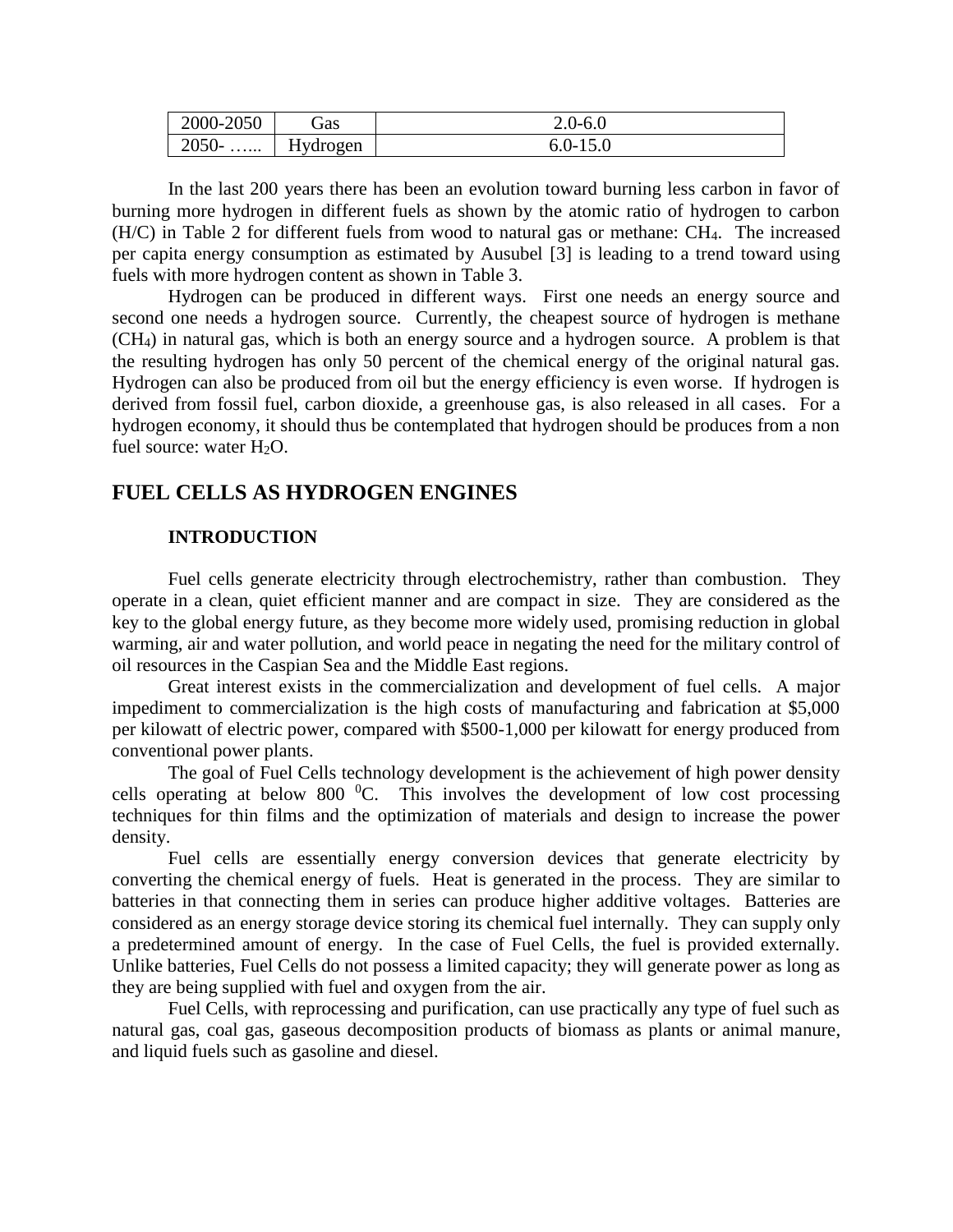| 2000-2050 | Gas | 2.0-6.0 |
|---|---|---|
| 2050- …... | Hydrogen | 6.0-15.0 |

In the last 200 years there has been an evolution toward burning less carbon in favor of burning more hydrogen in different fuels as shown by the atomic ratio of hydrogen to carbon (H/C) in Table 2 for different fuels from wood to natural gas or methane: $CH_4$. The increased per capita energy consumption as estimated by Ausubel [3] is leading to a trend toward using fuels with more hydrogen content as shown in Table 3.

Hydrogen can be produced in different ways. First one needs an energy source and second one needs a hydrogen source. Currently, the cheapest source of hydrogen is methane ($CH_4$) in natural gas, which is both an energy source and a hydrogen source. A problem is that the resulting hydrogen has only 50 percent of the chemical energy of the original natural gas. Hydrogen can also be produced from oil but the energy efficiency is even worse. If hydrogen is derived from fossil fuel, carbon dioxide, a greenhouse gas, is also released in all cases. For a hydrogen economy, it should thus be contemplated that hydrogen should be produces from a non fuel source: water $H_2O$.

## FUEL CELLS AS HYDROGEN ENGINES

### INTRODUCTION

Fuel cells generate electricity through electrochemistry, rather than combustion. They operate in a clean, quiet efficient manner and are compact in size. They are considered as the key to the global energy future, as they become more widely used, promising reduction in global warming, air and water pollution, and world peace in negating the need for the military control of oil resources in the Caspian Sea and the Middle East regions.

Great interest exists in the commercialization and development of fuel cells. A major impediment to commercialization is the high costs of manufacturing and fabrication at $5,000 per kilowatt of electric power, compared with $500-1,000 per kilowatt for energy produced from conventional power plants.

The goal of Fuel Cells technology development is the achievement of high power density cells operating at below 800 $^0$C. This involves the development of low cost processing techniques for thin films and the optimization of materials and design to increase the power density.

Fuel cells are essentially energy conversion devices that generate electricity by converting the chemical energy of fuels. Heat is generated in the process. They are similar to batteries in that connecting them in series can produce higher additive voltages. Batteries are considered as an energy storage device storing its chemical fuel internally. They can supply only a predetermined amount of energy. In the case of Fuel Cells, the fuel is provided externally. Unlike batteries, Fuel Cells do not possess a limited capacity; they will generate power as long as they are being supplied with fuel and oxygen from the air.

Fuel Cells, with reprocessing and purification, can use practically any type of fuel such as natural gas, coal gas, gaseous decomposition products of biomass as plants or animal manure, and liquid fuels such as gasoline and diesel.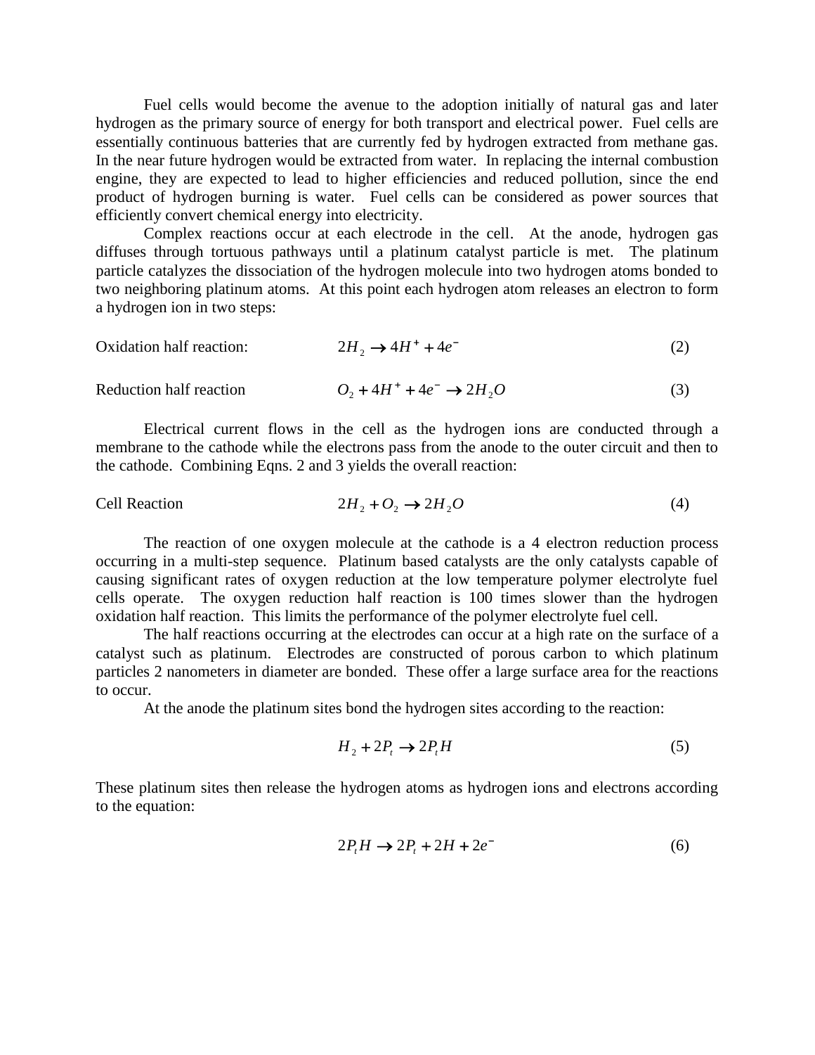Fuel cells would become the avenue to the adoption initially of natural gas and later hydrogen as the primary source of energy for both transport and electrical power. Fuel cells are essentially continuous batteries that are currently fed by hydrogen extracted from methane gas. In the near future hydrogen would be extracted from water. In replacing the internal combustion engine, they are expected to lead to higher efficiencies and reduced pollution, since the end product of hydrogen burning is water. Fuel cells can be considered as power sources that efficiently convert chemical energy into electricity.

Complex reactions occur at each electrode in the cell. At the anode, hydrogen gas diffuses through tortuous pathways until a platinum catalyst particle is met. The platinum particle catalyzes the dissociation of the hydrogen molecule into two hydrogen atoms bonded to two neighboring platinum atoms. At this point each hydrogen atom releases an electron to form a hydrogen ion in two steps:

Oxidation half reaction: $$2H_2 \rightarrow 4H^+ + 4e^- \quad (2)$$

Reduction half reaction $$O_2 + 4H^+ + 4e^- \rightarrow 2H_2O \quad (3)$$

Electrical current flows in the cell as the hydrogen ions are conducted through a membrane to the cathode while the electrons pass from the anode to the outer circuit and then to the cathode. Combining Eqns. 2 and 3 yields the overall reaction:

Cell Reaction $$2H_2 + O_2 \rightarrow 2H_2O \quad (4)$$

The reaction of one oxygen molecule at the cathode is a 4 electron reduction process occurring in a multi-step sequence. Platinum based catalysts are the only catalysts capable of causing significant rates of oxygen reduction at the low temperature polymer electrolyte fuel cells operate. The oxygen reduction half reaction is 100 times slower than the hydrogen oxidation half reaction. This limits the performance of the polymer electrolyte fuel cell.

The half reactions occurring at the electrodes can occur at a high rate on the surface of a catalyst such as platinum. Electrodes are constructed of porous carbon to which platinum particles 2 nanometers in diameter are bonded. These offer a large surface area for the reactions to occur.

At the anode the platinum sites bond the hydrogen sites according to the reaction:

$$H_2 + 2P_t \rightarrow 2P_tH \quad (5)$$

These platinum sites then release the hydrogen atoms as hydrogen ions and electrons according to the equation:

$$2P_tH \rightarrow 2P_t + 2H + 2e^- \quad (6)$$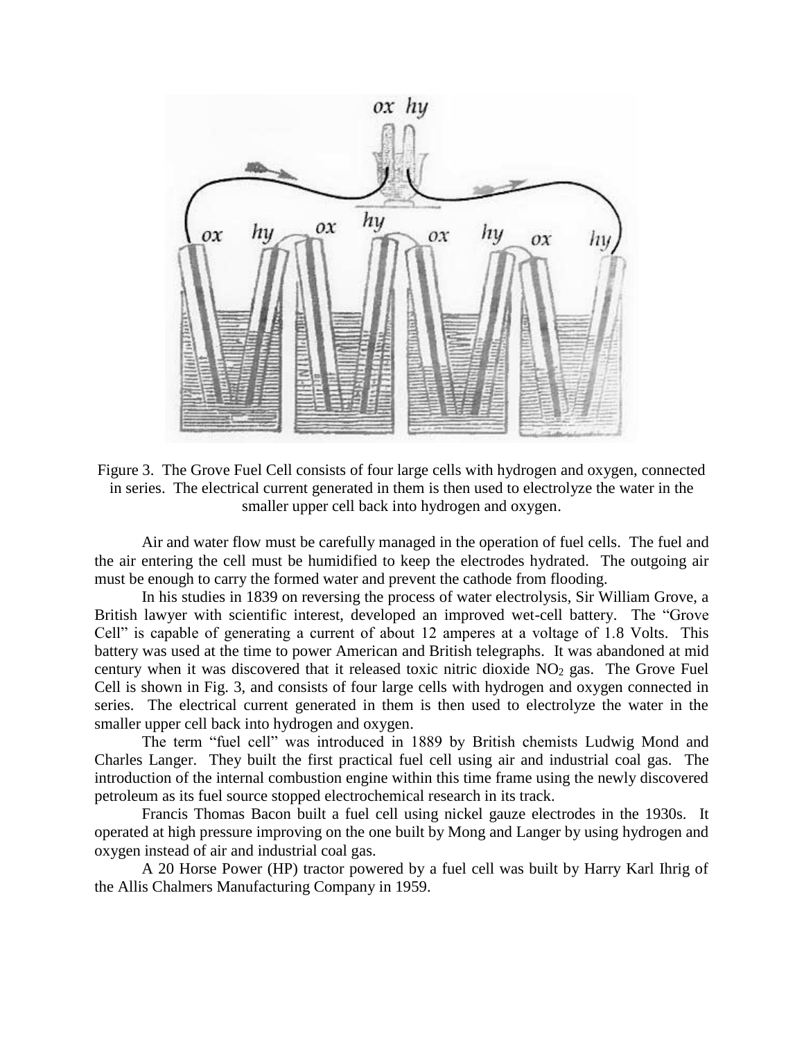Figure 3. The Grove Fuel Cell consists of four large cells with hydrogen and oxygen, connected in series. The electrical current generated in them is then used to electrolyze the water in the smaller upper cell back into hydrogen and oxygen.

Air and water flow must be carefully managed in the operation of fuel cells. The fuel and the air entering the cell must be humidified to keep the electrodes hydrated. The outgoing air must be enough to carry the formed water and prevent the cathode from flooding.

In his studies in 1839 on reversing the process of water electrolysis, Sir William Grove, a British lawyer with scientific interest, developed an improved wet-cell battery. The "Grove Cell" is capable of generating a current of about 12 amperes at a voltage of 1.8 Volts. This battery was used at the time to power American and British telegraphs. It was abandoned at mid century when it was discovered that it released toxic nitric dioxide $NO_2$ gas. The Grove Fuel Cell is shown in Fig. 3, and consists of four large cells with hydrogen and oxygen connected in series. The electrical current generated in them is then used to electrolyze the water in the smaller upper cell back into hydrogen and oxygen.

The term "fuel cell" was introduced in 1889 by British chemists Ludwig Mond and Charles Langer. They built the first practical fuel cell using air and industrial coal gas. The introduction of the internal combustion engine within this time frame using the newly discovered petroleum as its fuel source stopped electrochemical research in its track.

Francis Thomas Bacon built a fuel cell using nickel gauze electrodes in the 1930s. It operated at high pressure improving on the one built by Mong and Langer by using hydrogen and oxygen instead of air and industrial coal gas.

A 20 Horse Power (HP) tractor powered by a fuel cell was built by Harry Karl Ihrig of the Allis Chalmers Manufacturing Company in 1959.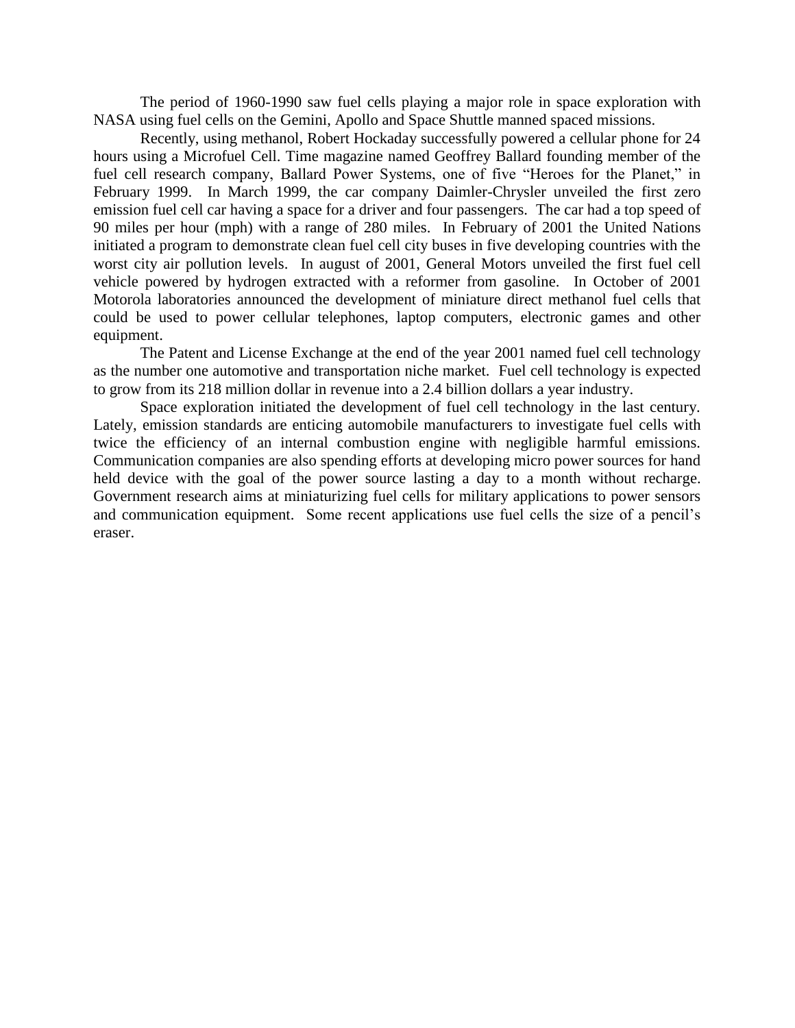The period of 1960-1990 saw fuel cells playing a major role in space exploration with NASA using fuel cells on the Gemini, Apollo and Space Shuttle manned spaced missions.

Recently, using methanol, Robert Hockaday successfully powered a cellular phone for 24 hours using a Microfuel Cell. Time magazine named Geoffrey Ballard founding member of the fuel cell research company, Ballard Power Systems, one of five "Heroes for the Planet," in February 1999. In March 1999, the car company Daimler-Chrysler unveiled the first zero emission fuel cell car having a space for a driver and four passengers. The car had a top speed of 90 miles per hour (mph) with a range of 280 miles. In February of 2001 the United Nations initiated a program to demonstrate clean fuel cell city buses in five developing countries with the worst city air pollution levels. In august of 2001, General Motors unveiled the first fuel cell vehicle powered by hydrogen extracted with a reformer from gasoline. In October of 2001 Motorola laboratories announced the development of miniature direct methanol fuel cells that could be used to power cellular telephones, laptop computers, electronic games and other equipment.

The Patent and License Exchange at the end of the year 2001 named fuel cell technology as the number one automotive and transportation niche market. Fuel cell technology is expected to grow from its 218 million dollar in revenue into a 2.4 billion dollars a year industry.

Space exploration initiated the development of fuel cell technology in the last century. Lately, emission standards are enticing automobile manufacturers to investigate fuel cells with twice the efficiency of an internal combustion engine with negligible harmful emissions. Communication companies are also spending efforts at developing micro power sources for hand held device with the goal of the power source lasting a day to a month without recharge. Government research aims at miniaturizing fuel cells for military applications to power sensors and communication equipment. Some recent applications use fuel cells the size of a pencil's eraser.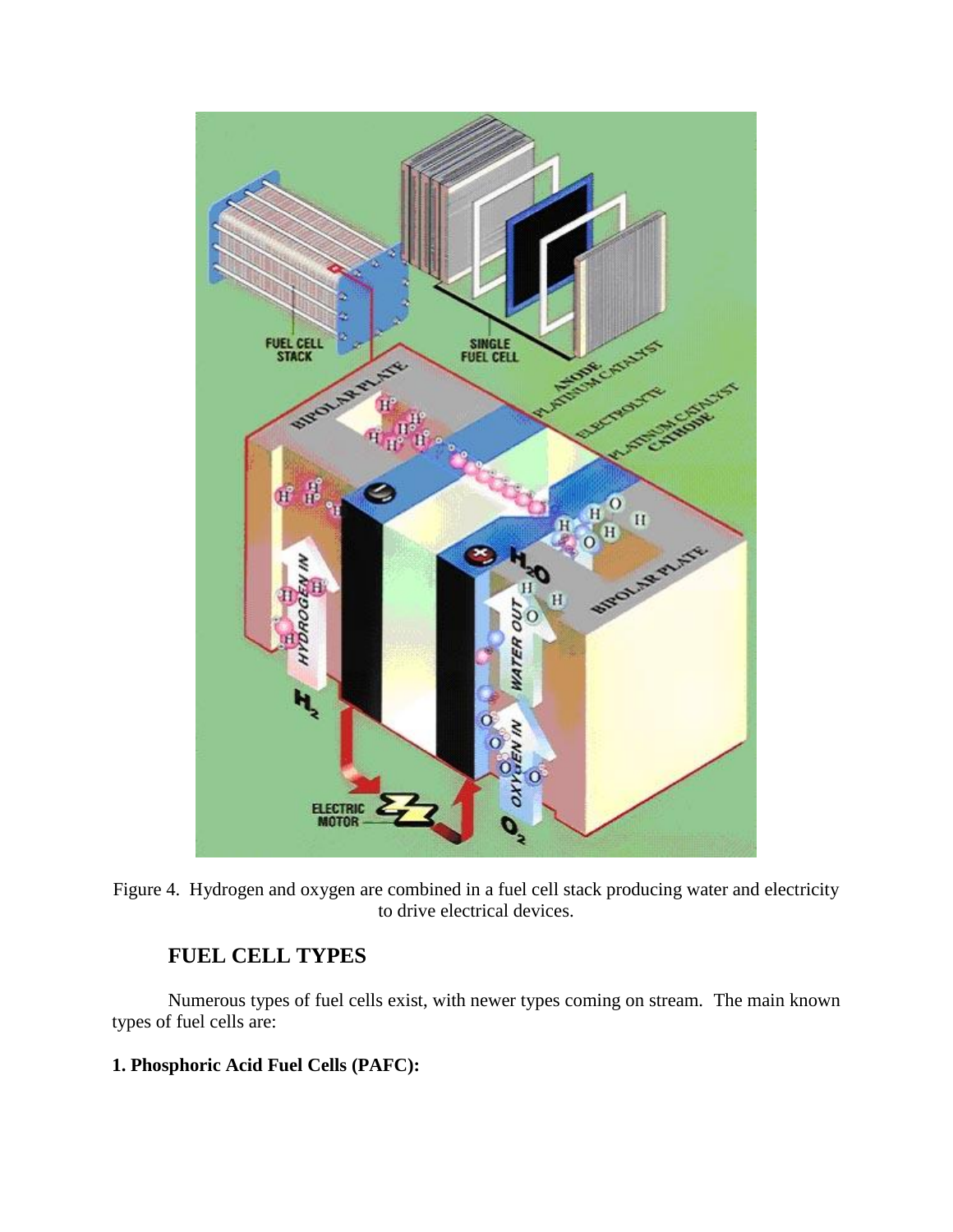Figure 4. Hydrogen and oxygen are combined in a fuel cell stack producing water and electricity to drive electrical devices.

## FUEL CELL TYPES

Numerous types of fuel cells exist, with newer types coming on stream. The main known types of fuel cells are:

**1. Phosphoric Acid Fuel Cells (PAFC):**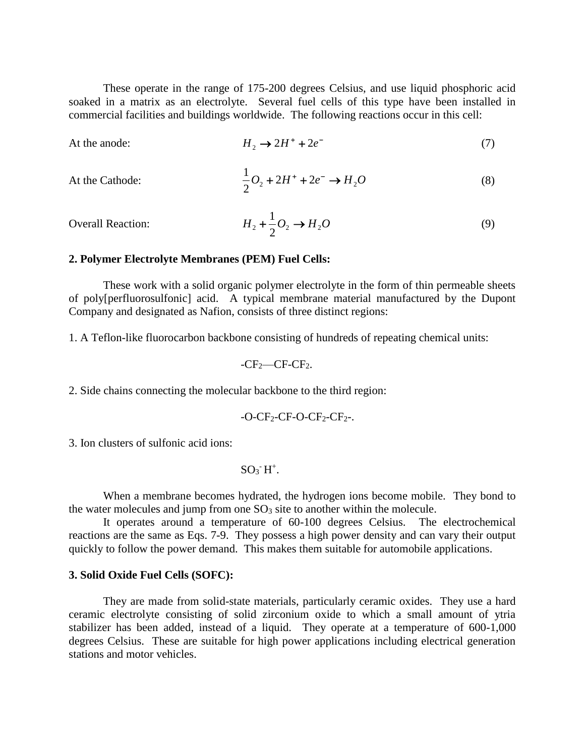These operate in the range of 175-200 degrees Celsius, and use liquid phosphoric acid soaked in a matrix as an electrolyte. Several fuel cells of this type have been installed in commercial facilities and buildings worldwide. The following reactions occur in this cell:

At the anode:

$$H_2 \rightarrow 2H^+ + 2e^- \tag{7}$$

At the Cathode:

$$\frac{1}{2}O_2 + 2H^+ + 2e^- \rightarrow H_2O \tag{8}$$

Overall Reaction:

$$H_2 + \frac{1}{2}O_2 \rightarrow H_2O \tag{9}$$

**2. Polymer Electrolyte Membranes (PEM) Fuel Cells:**

These work with a solid organic polymer electrolyte in the form of thin permeable sheets of poly[perfluorosulfonic] acid. A typical membrane material manufactured by the Dupont Company and designated as Nafion, consists of three distinct regions:

1. A Teflon-like fluorocarbon backbone consisting of hundreds of repeating chemical units:

$-CF_2$—$CF$-$CF_2$.

2. Side chains connecting the molecular backbone to the third region:

-O-$CF_2$-CF-O-$CF_2$-$CF_2$-.

3. Ion clusters of sulfonic acid ions:

$SO_3^- H^+$.

When a membrane becomes hydrated, the hydrogen ions become mobile. They bond to the water molecules and jump from one $SO_3$ site to another within the molecule.

It operates around a temperature of 60-100 degrees Celsius. The electrochemical reactions are the same as Eqs. 7-9. They possess a high power density and can vary their output quickly to follow the power demand. This makes them suitable for automobile applications.

**3. Solid Oxide Fuel Cells (SOFC):**

They are made from solid-state materials, particularly ceramic oxides. They use a hard ceramic electrolyte consisting of solid zirconium oxide to which a small amount of ytria stabilizer has been added, instead of a liquid. They operate at a temperature of 600-1,000 degrees Celsius. These are suitable for high power applications including electrical generation stations and motor vehicles.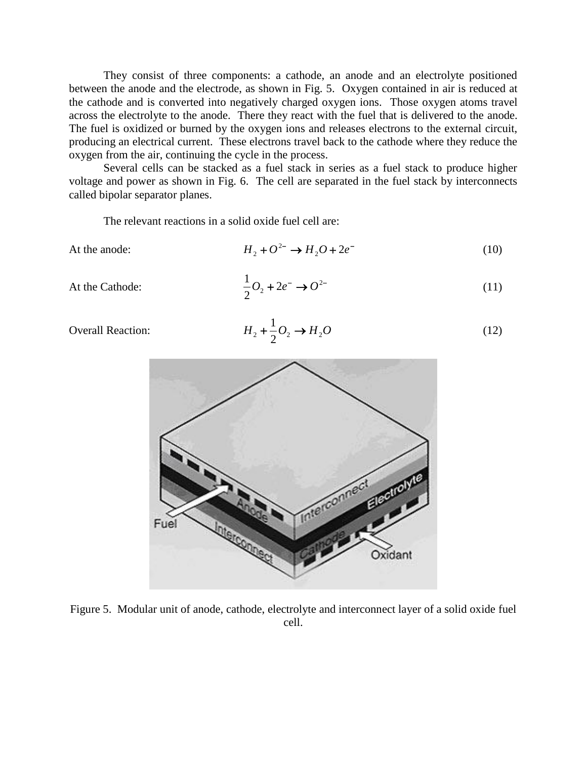They consist of three components: a cathode, an anode and an electrolyte positioned between the anode and the electrode, as shown in Fig. 5. Oxygen contained in air is reduced at the cathode and is converted into negatively charged oxygen ions. Those oxygen atoms travel across the electrolyte to the anode. There they react with the fuel that is delivered to the anode. The fuel is oxidized or burned by the oxygen ions and releases electrons to the external circuit, producing an electrical current. These electrons travel back to the cathode where they reduce the oxygen from the air, continuing the cycle in the process.

Several cells can be stacked as a fuel stack in series as a fuel stack to produce higher voltage and power as shown in Fig. 6. The cell are separated in the fuel stack by interconnects called bipolar separator planes.

The relevant reactions in a solid oxide fuel cell are:

At the anode:

$$H_2 + O^{2-} \rightarrow H_2O + 2e^- \tag{10}$$

At the Cathode:

$$\frac{1}{2}O_2 + 2e^- \rightarrow O^{2-} \tag{11}$$

Overall Reaction:

$$H_2 + \frac{1}{2}O_2 \rightarrow H_2O \tag{12}$$

Figure 5. Modular unit of anode, cathode, electrolyte and interconnect layer of a solid oxide fuel cell.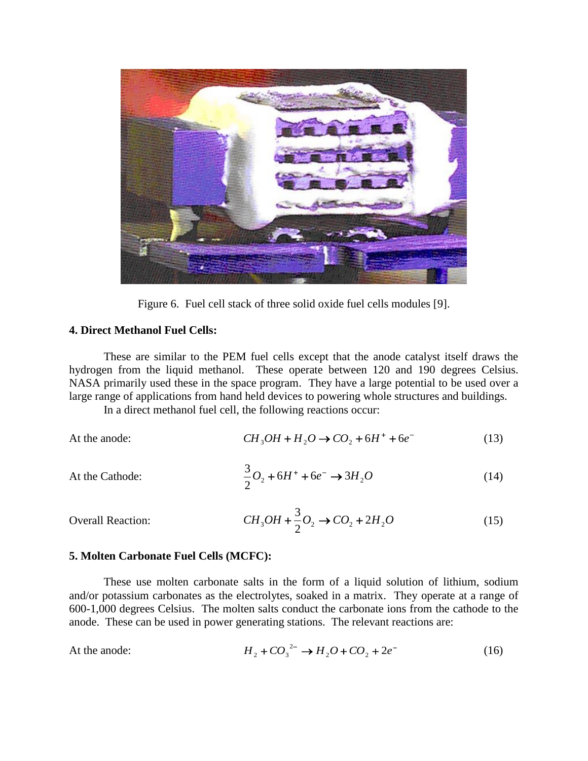Figure 6. Fuel cell stack of three solid oxide fuel cells modules [9].

**4. Direct Methanol Fuel Cells:**

These are similar to the PEM fuel cells except that the anode catalyst itself draws the hydrogen from the liquid methanol. These operate between 120 and 190 degrees Celsius. NASA primarily used these in the space program. They have a large potential to be used over a large range of applications from hand held devices to powering whole structures and buildings.

In a direct methanol fuel cell, the following reactions occur:

At the anode:

$$CH_3OH + H_2O \rightarrow CO_2 + 6H^+ + 6e^- \tag{13}$$

At the Cathode:

$$\frac{3}{2}O_2 + 6H^+ + 6e^- \rightarrow 3H_2O \tag{14}$$

Overall Reaction:

$$CH_3OH + \frac{3}{2}O_2 \rightarrow CO_2 + 2H_2O \tag{15}$$

**5. Molten Carbonate Fuel Cells (MCFC):**

These use molten carbonate salts in the form of a liquid solution of lithium, sodium and/or potassium carbonates as the electrolytes, soaked in a matrix. They operate at a range of 600-1,000 degrees Celsius. The molten salts conduct the carbonate ions from the cathode to the anode. These can be used in power generating stations. The relevant reactions are:

At the anode:

$$H_2 + CO_3^{2-} \rightarrow H_2O + CO_2 + 2e^- \tag{16}$$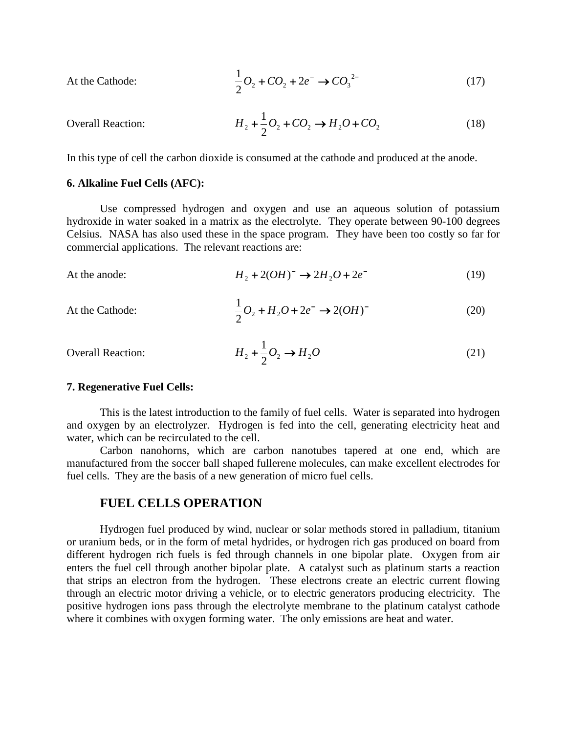At the Cathode: $$\frac{1}{2}O_2 + CO_2 + 2e^- \rightarrow CO_3^{\ 2-} \qquad (17)$$

Overall Reaction: $$H_2 + \frac{1}{2}O_2 + CO_2 \rightarrow H_2O + CO_2 \qquad (18)$$

In this type of cell the carbon dioxide is consumed at the cathode and produced at the anode.

**6. Alkaline Fuel Cells (AFC):**

Use compressed hydrogen and oxygen and use an aqueous solution of potassium hydroxide in water soaked in a matrix as the electrolyte. They operate between 90-100 degrees Celsius. NASA has also used these in the space program. They have been too costly so far for commercial applications. The relevant reactions are:

At the anode: $$H_2 + 2(OH)^- \rightarrow 2H_2O + 2e^- \qquad (19)$$

At the Cathode: $$\frac{1}{2}O_2 + H_2O + 2e^- \rightarrow 2(OH)^- \qquad (20)$$

Overall Reaction: $$H_2 + \frac{1}{2}O_2 \rightarrow H_2O \qquad (21)$$

**7. Regenerative Fuel Cells:**

This is the latest introduction to the family of fuel cells. Water is separated into hydrogen and oxygen by an electrolyzer. Hydrogen is fed into the cell, generating electricity heat and water, which can be recirculated to the cell.

Carbon nanohorns, which are carbon nanotubes tapered at one end, which are manufactured from the soccer ball shaped fullerene molecules, can make excellent electrodes for fuel cells. They are the basis of a new generation of micro fuel cells.

## FUEL CELLS OPERATION

Hydrogen fuel produced by wind, nuclear or solar methods stored in palladium, titanium or uranium beds, or in the form of metal hydrides, or hydrogen rich gas produced on board from different hydrogen rich fuels is fed through channels in one bipolar plate. Oxygen from air enters the fuel cell through another bipolar plate. A catalyst such as platinum starts a reaction that strips an electron from the hydrogen. These electrons create an electric current flowing through an electric motor driving a vehicle, or to electric generators producing electricity. The positive hydrogen ions pass through the electrolyte membrane to the platinum catalyst cathode where it combines with oxygen forming water. The only emissions are heat and water.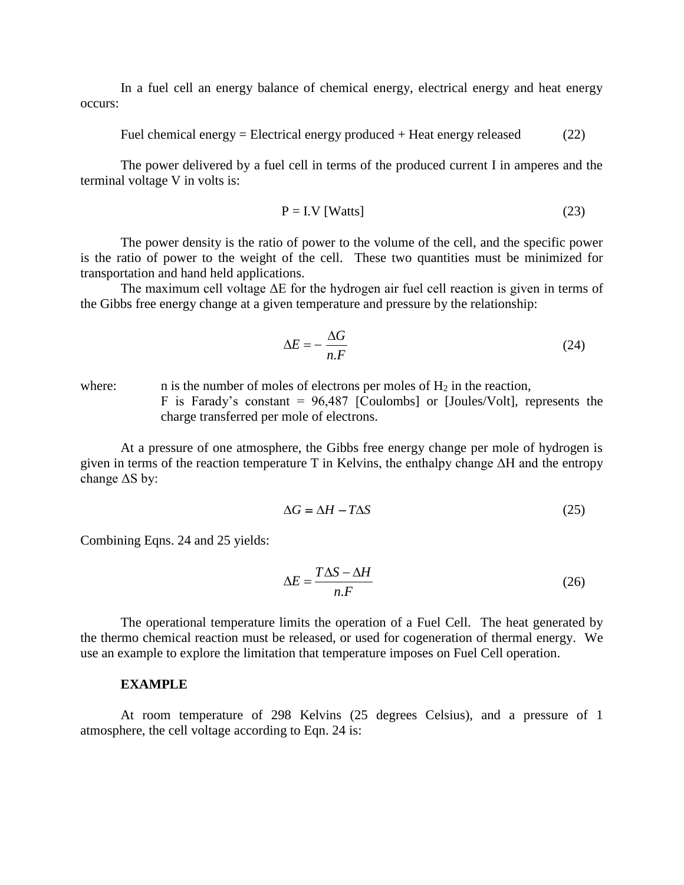In a fuel cell an energy balance of chemical energy, electrical energy and heat energy occurs:

$$\text{Fuel chemical energy} = \text{Electrical energy produced} + \text{Heat energy released} \qquad (22)$$

The power delivered by a fuel cell in terms of the produced current I in amperes and the terminal voltage V in volts is:

$$P = I.V \text{ [Watts]} \qquad (23)$$

The power density is the ratio of power to the volume of the cell, and the specific power is the ratio of power to the weight of the cell. These two quantities must be minimized for transportation and hand held applications.

The maximum cell voltage $\Delta E$ for the hydrogen air fuel cell reaction is given in terms of the Gibbs free energy change at a given temperature and pressure by the relationship:

$$\Delta E = -\frac{\Delta G}{n.F} \qquad (24)$$

where: n is the number of moles of electrons per moles of $H_2$ in the reaction,
F is Farady's constant = 96,487 [Coulombs] or [Joules/Volt], represents the charge transferred per mole of electrons.

At a pressure of one atmosphere, the Gibbs free energy change per mole of hydrogen is given in terms of the reaction temperature T in Kelvins, the enthalpy change $\Delta H$ and the entropy change $\Delta S$ by:

$$\Delta G = \Delta H - T\Delta S \qquad (25)$$

Combining Eqns. 24 and 25 yields:

$$\Delta E = \frac{T\Delta S - \Delta H}{n.F} \qquad (26)$$

The operational temperature limits the operation of a Fuel Cell. The heat generated by the thermo chemical reaction must be released, or used for cogeneration of thermal energy. We use an example to explore the limitation that temperature imposes on Fuel Cell operation.

**EXAMPLE**

At room temperature of 298 Kelvins (25 degrees Celsius), and a pressure of 1 atmosphere, the cell voltage according to Eqn. 24 is: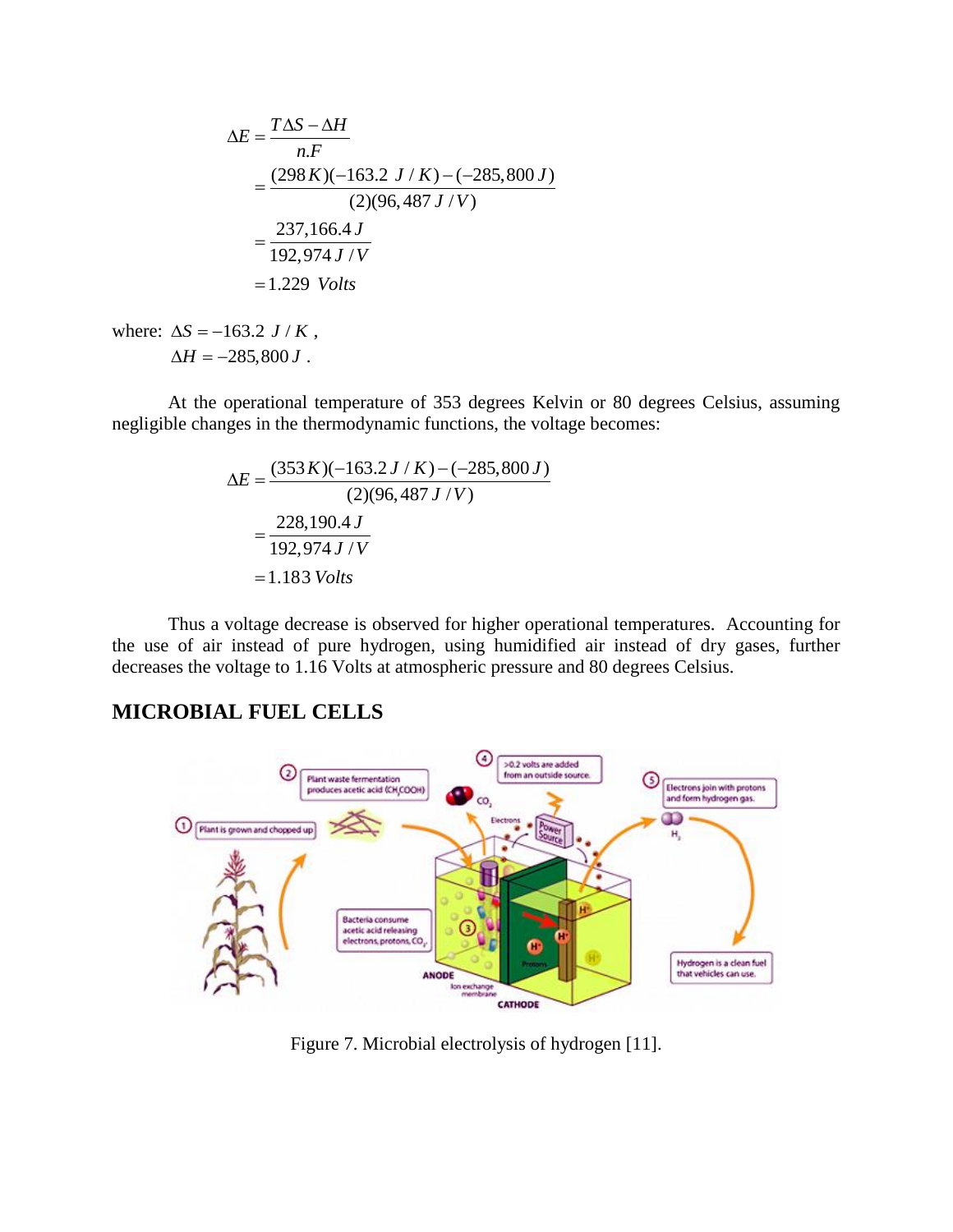$$
\begin{aligned}
\Delta E &= \frac{T\Delta S - \Delta H}{n.F} \\
&= \frac{(298\,K)(-163.2\;J/K) - (-285{,}800\,J)}{(2)(96{,}487\,J/V)} \\
&= \frac{237{,}166.4\,J}{192{,}974\,J/V} \\
&= 1.229\;\; Volts
\end{aligned}
$$

where: $\Delta S = -163.2\;\; J/K$ ,
$\Delta H = -285{,}800\,J$ .

At the operational temperature of 353 degrees Kelvin or 80 degrees Celsius, assuming negligible changes in the thermodynamic functions, the voltage becomes:

$$
\begin{aligned}
\Delta E &= \frac{(353\,K)(-163.2\,J/K) - (-285{,}800\,J)}{(2)(96{,}487\,J/V)} \\
&= \frac{228{,}190.4\,J}{192{,}974\,J/V} \\
&= 1.183\,Volts
\end{aligned}
$$

Thus a voltage decrease is observed for higher operational temperatures. Accounting for the use of air instead of pure hydrogen, using humidified air instead of dry gases, further decreases the voltage to 1.16 Volts at atmospheric pressure and 80 degrees Celsius.

## MICROBIAL FUEL CELLS

Figure 7. Microbial electrolysis of hydrogen [11].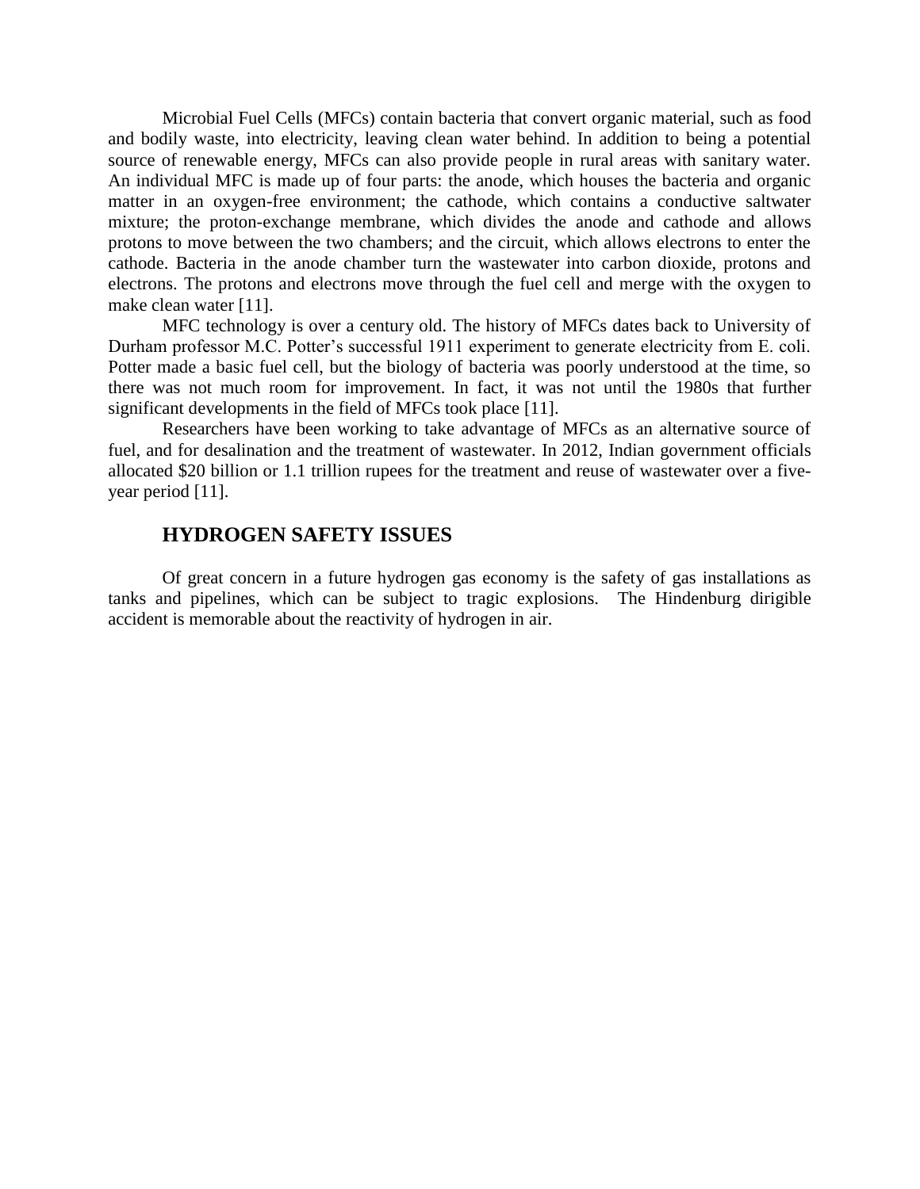Microbial Fuel Cells (MFCs) contain bacteria that convert organic material, such as food and bodily waste, into electricity, leaving clean water behind. In addition to being a potential source of renewable energy, MFCs can also provide people in rural areas with sanitary water. An individual MFC is made up of four parts: the anode, which houses the bacteria and organic matter in an oxygen-free environment; the cathode, which contains a conductive saltwater mixture; the proton-exchange membrane, which divides the anode and cathode and allows protons to move between the two chambers; and the circuit, which allows electrons to enter the cathode. Bacteria in the anode chamber turn the wastewater into carbon dioxide, protons and electrons. The protons and electrons move through the fuel cell and merge with the oxygen to make clean water [11].

MFC technology is over a century old. The history of MFCs dates back to University of Durham professor M.C. Potter's successful 1911 experiment to generate electricity from E. coli. Potter made a basic fuel cell, but the biology of bacteria was poorly understood at the time, so there was not much room for improvement. In fact, it was not until the 1980s that further significant developments in the field of MFCs took place [11].

Researchers have been working to take advantage of MFCs as an alternative source of fuel, and for desalination and the treatment of wastewater. In 2012, Indian government officials allocated $20 billion or 1.1 trillion rupees for the treatment and reuse of wastewater over a five-year period [11].

## HYDROGEN SAFETY ISSUES

Of great concern in a future hydrogen gas economy is the safety of gas installations as tanks and pipelines, which can be subject to tragic explosions. The Hindenburg dirigible accident is memorable about the reactivity of hydrogen in air.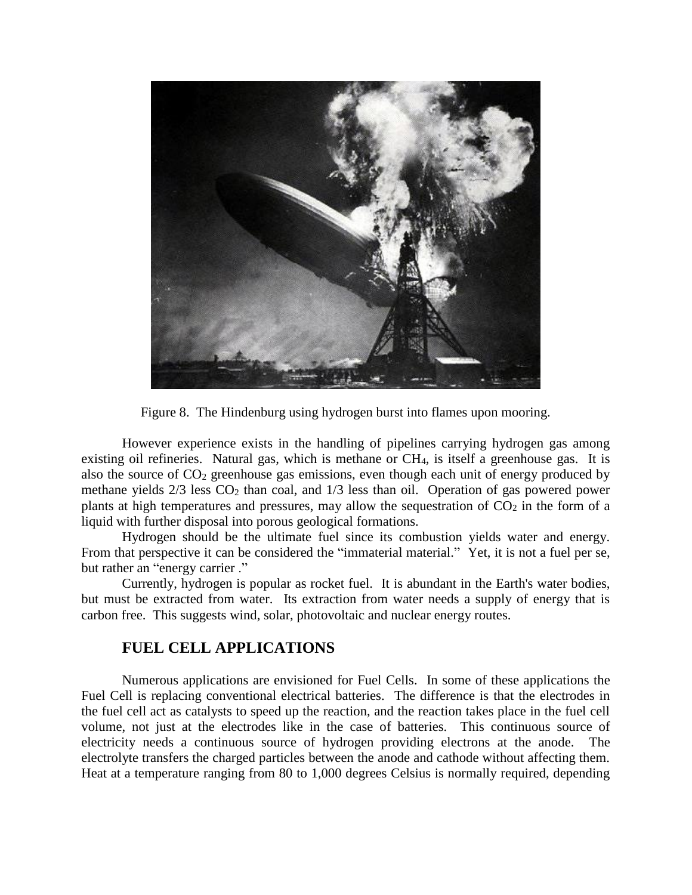Figure 8. The Hindenburg using hydrogen burst into flames upon mooring.

However experience exists in the handling of pipelines carrying hydrogen gas among existing oil refineries. Natural gas, which is methane or $CH_4$, is itself a greenhouse gas. It is also the source of $CO_2$ greenhouse gas emissions, even though each unit of energy produced by methane yields 2/3 less $CO_2$ than coal, and 1/3 less than oil. Operation of gas powered power plants at high temperatures and pressures, may allow the sequestration of $CO_2$ in the form of a liquid with further disposal into porous geological formations.

Hydrogen should be the ultimate fuel since its combustion yields water and energy. From that perspective it can be considered the "immaterial material." Yet, it is not a fuel per se, but rather an "energy carrier ."

Currently, hydrogen is popular as rocket fuel. It is abundant in the Earth's water bodies, but must be extracted from water. Its extraction from water needs a supply of energy that is carbon free. This suggests wind, solar, photovoltaic and nuclear energy routes.

## FUEL CELL APPLICATIONS

Numerous applications are envisioned for Fuel Cells. In some of these applications the Fuel Cell is replacing conventional electrical batteries. The difference is that the electrodes in the fuel cell act as catalysts to speed up the reaction, and the reaction takes place in the fuel cell volume, not just at the electrodes like in the case of batteries. This continuous source of electricity needs a continuous source of hydrogen providing electrons at the anode. The electrolyte transfers the charged particles between the anode and cathode without affecting them. Heat at a temperature ranging from 80 to 1,000 degrees Celsius is normally required, depending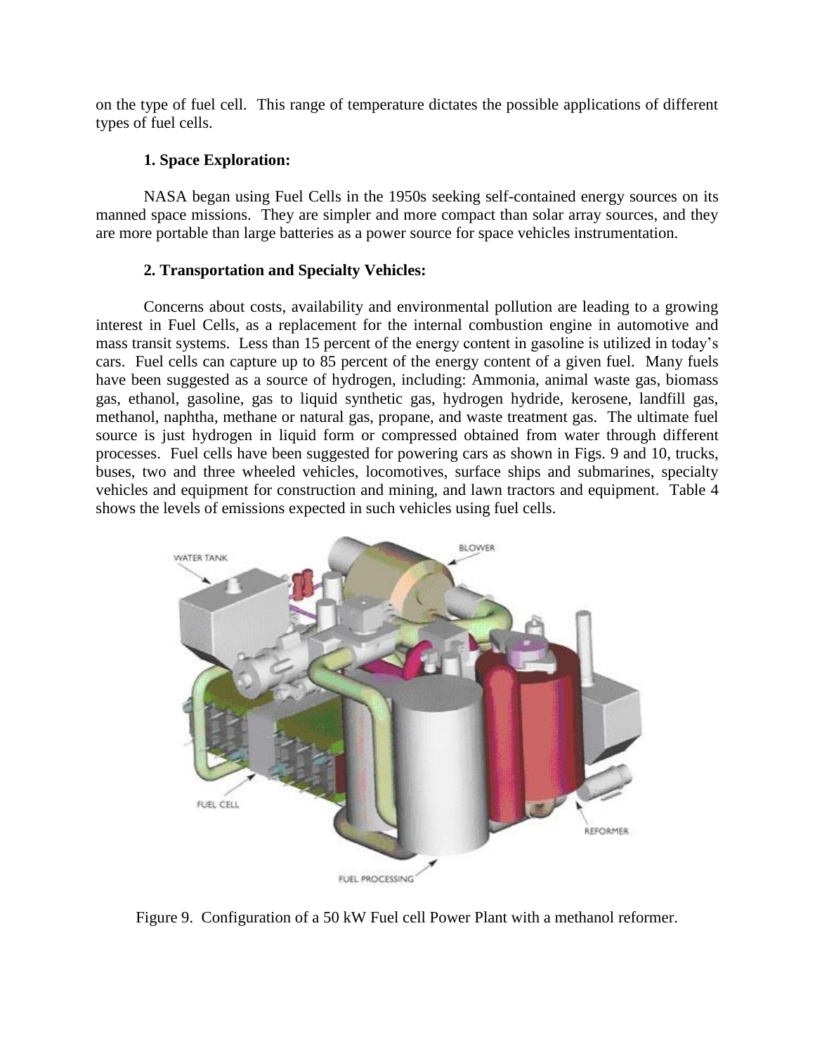on the type of fuel cell. This range of temperature dictates the possible applications of different types of fuel cells.

**1. Space Exploration:**

NASA began using Fuel Cells in the 1950s seeking self-contained energy sources on its manned space missions. They are simpler and more compact than solar array sources, and they are more portable than large batteries as a power source for space vehicles instrumentation.

**2. Transportation and Specialty Vehicles:**

Concerns about costs, availability and environmental pollution are leading to a growing interest in Fuel Cells, as a replacement for the internal combustion engine in automotive and mass transit systems. Less than 15 percent of the energy content in gasoline is utilized in today's cars. Fuel cells can capture up to 85 percent of the energy content of a given fuel. Many fuels have been suggested as a source of hydrogen, including: Ammonia, animal waste gas, biomass gas, ethanol, gasoline, gas to liquid synthetic gas, hydrogen hydride, kerosene, landfill gas, methanol, naphtha, methane or natural gas, propane, and waste treatment gas. The ultimate fuel source is just hydrogen in liquid form or compressed obtained from water through different processes. Fuel cells have been suggested for powering cars as shown in Figs. 9 and 10, trucks, buses, two and three wheeled vehicles, locomotives, surface ships and submarines, specialty vehicles and equipment for construction and mining, and lawn tractors and equipment. Table 4 shows the levels of emissions expected in such vehicles using fuel cells.

Figure 9. Configuration of a 50 kW Fuel cell Power Plant with a methanol reformer.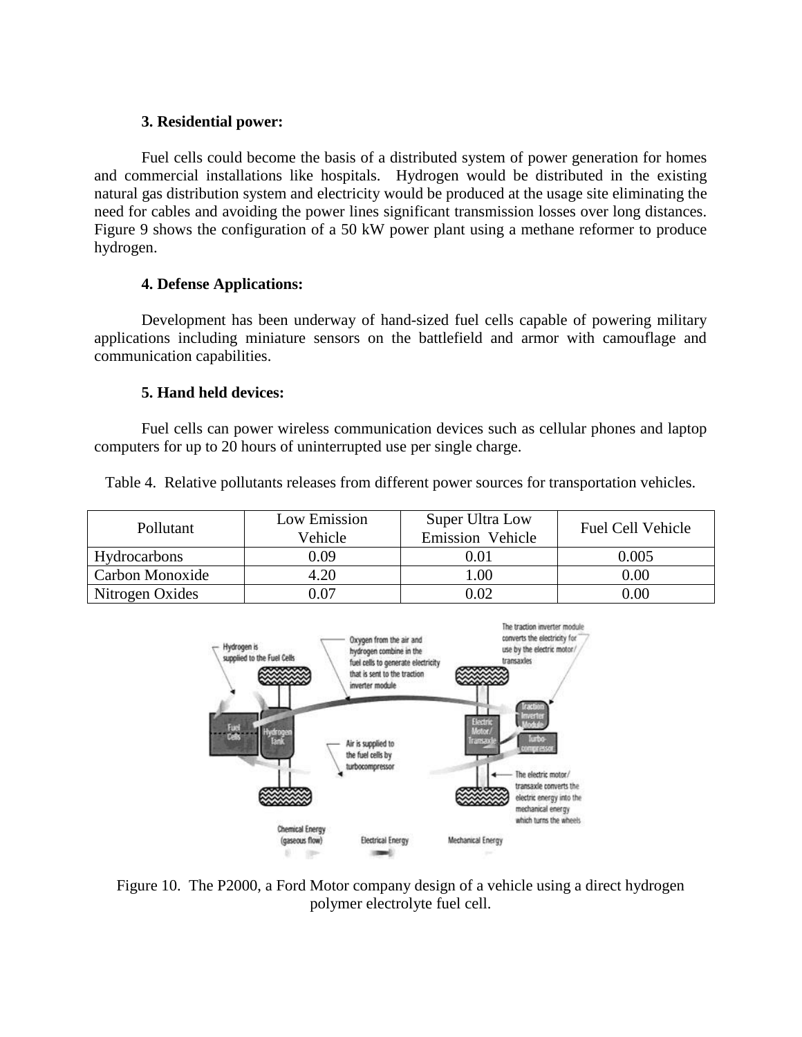**3. Residential power:**

Fuel cells could become the basis of a distributed system of power generation for homes and commercial installations like hospitals. Hydrogen would be distributed in the existing natural gas distribution system and electricity would be produced at the usage site eliminating the need for cables and avoiding the power lines significant transmission losses over long distances. Figure 9 shows the configuration of a 50 kW power plant using a methane reformer to produce hydrogen.

**4. Defense Applications:**

Development has been underway of hand-sized fuel cells capable of powering military applications including miniature sensors on the battlefield and armor with camouflage and communication capabilities.

**5. Hand held devices:**

Fuel cells can power wireless communication devices such as cellular phones and laptop computers for up to 20 hours of uninterrupted use per single charge.

Table 4. Relative pollutants releases from different power sources for transportation vehicles.

| Pollutant | Low Emission Vehicle | Super Ultra Low Emission Vehicle | Fuel Cell Vehicle |
|---|---|---|---|
| Hydrocarbons | 0.09 | 0.01 | 0.005 |
| Carbon Monoxide | 4.20 | 1.00 | 0.00 |
| Nitrogen Oxides | 0.07 | 0.02 | 0.00 |

Figure 10. The P2000, a Ford Motor company design of a vehicle using a direct hydrogen polymer electrolyte fuel cell.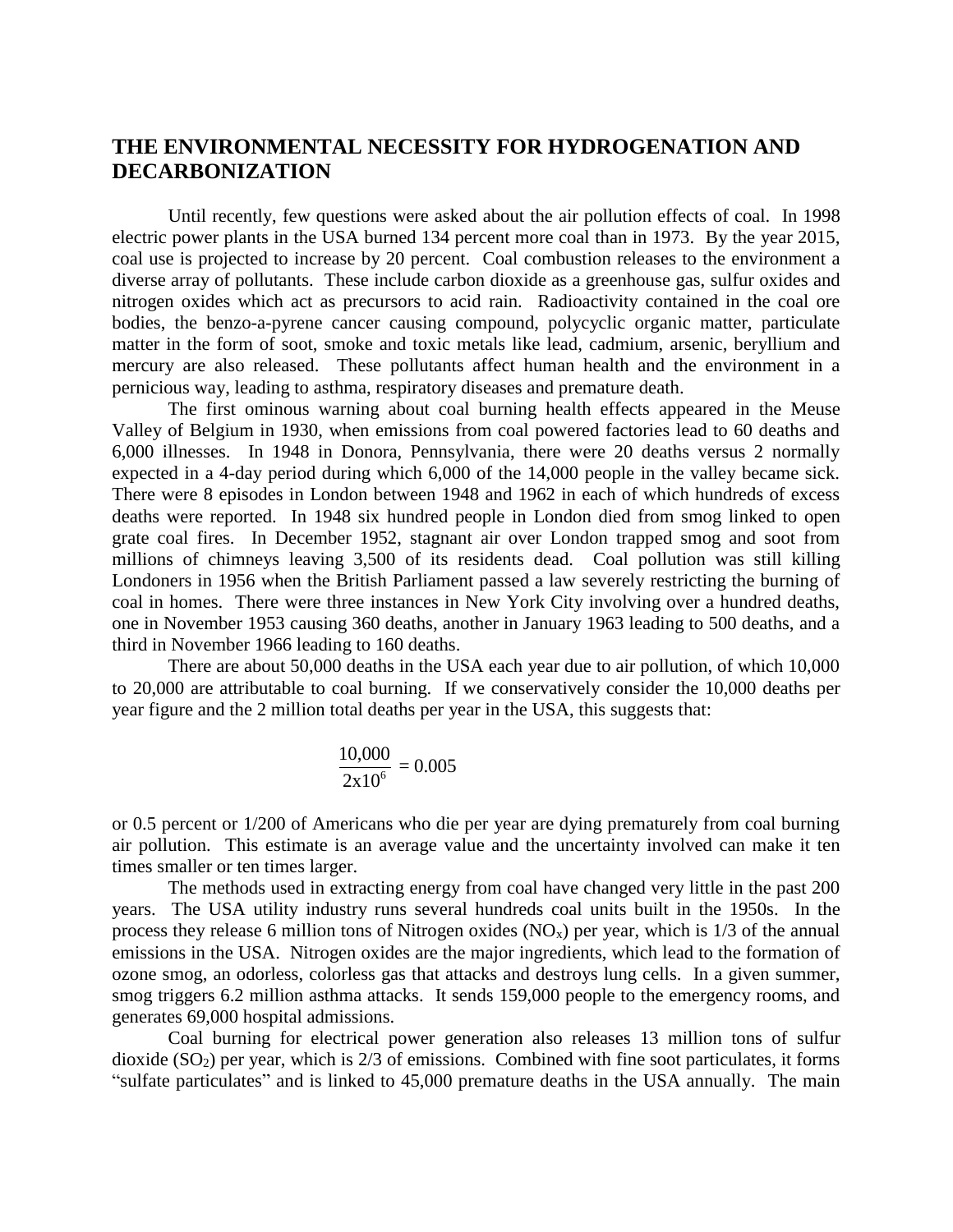## THE ENVIRONMENTAL NECESSITY FOR HYDROGENATION AND DECARBONIZATION

Until recently, few questions were asked about the air pollution effects of coal. In 1998 electric power plants in the USA burned 134 percent more coal than in 1973. By the year 2015, coal use is projected to increase by 20 percent. Coal combustion releases to the environment a diverse array of pollutants. These include carbon dioxide as a greenhouse gas, sulfur oxides and nitrogen oxides which act as precursors to acid rain. Radioactivity contained in the coal ore bodies, the benzo-a-pyrene cancer causing compound, polycyclic organic matter, particulate matter in the form of soot, smoke and toxic metals like lead, cadmium, arsenic, beryllium and mercury are also released. These pollutants affect human health and the environment in a pernicious way, leading to asthma, respiratory diseases and premature death.

The first ominous warning about coal burning health effects appeared in the Meuse Valley of Belgium in 1930, when emissions from coal powered factories lead to 60 deaths and 6,000 illnesses. In 1948 in Donora, Pennsylvania, there were 20 deaths versus 2 normally expected in a 4-day period during which 6,000 of the 14,000 people in the valley became sick. There were 8 episodes in London between 1948 and 1962 in each of which hundreds of excess deaths were reported. In 1948 six hundred people in London died from smog linked to open grate coal fires. In December 1952, stagnant air over London trapped smog and soot from millions of chimneys leaving 3,500 of its residents dead. Coal pollution was still killing Londoners in 1956 when the British Parliament passed a law severely restricting the burning of coal in homes. There were three instances in New York City involving over a hundred deaths, one in November 1953 causing 360 deaths, another in January 1963 leading to 500 deaths, and a third in November 1966 leading to 160 deaths.

There are about 50,000 deaths in the USA each year due to air pollution, of which 10,000 to 20,000 are attributable to coal burning. If we conservatively consider the 10,000 deaths per year figure and the 2 million total deaths per year in the USA, this suggests that:

$$\frac{10{,}000}{2\text{x}10^6} = 0.005$$

or 0.5 percent or 1/200 of Americans who die per year are dying prematurely from coal burning air pollution. This estimate is an average value and the uncertainty involved can make it ten times smaller or ten times larger.

The methods used in extracting energy from coal have changed very little in the past 200 years. The USA utility industry runs several hundreds coal units built in the 1950s. In the process they release 6 million tons of Nitrogen oxides ($NO_x$) per year, which is 1/3 of the annual emissions in the USA. Nitrogen oxides are the major ingredients, which lead to the formation of ozone smog, an odorless, colorless gas that attacks and destroys lung cells. In a given summer, smog triggers 6.2 million asthma attacks. It sends 159,000 people to the emergency rooms, and generates 69,000 hospital admissions.

Coal burning for electrical power generation also releases 13 million tons of sulfur dioxide ($SO_2$) per year, which is 2/3 of emissions. Combined with fine soot particulates, it forms "sulfate particulates" and is linked to 45,000 premature deaths in the USA annually. The main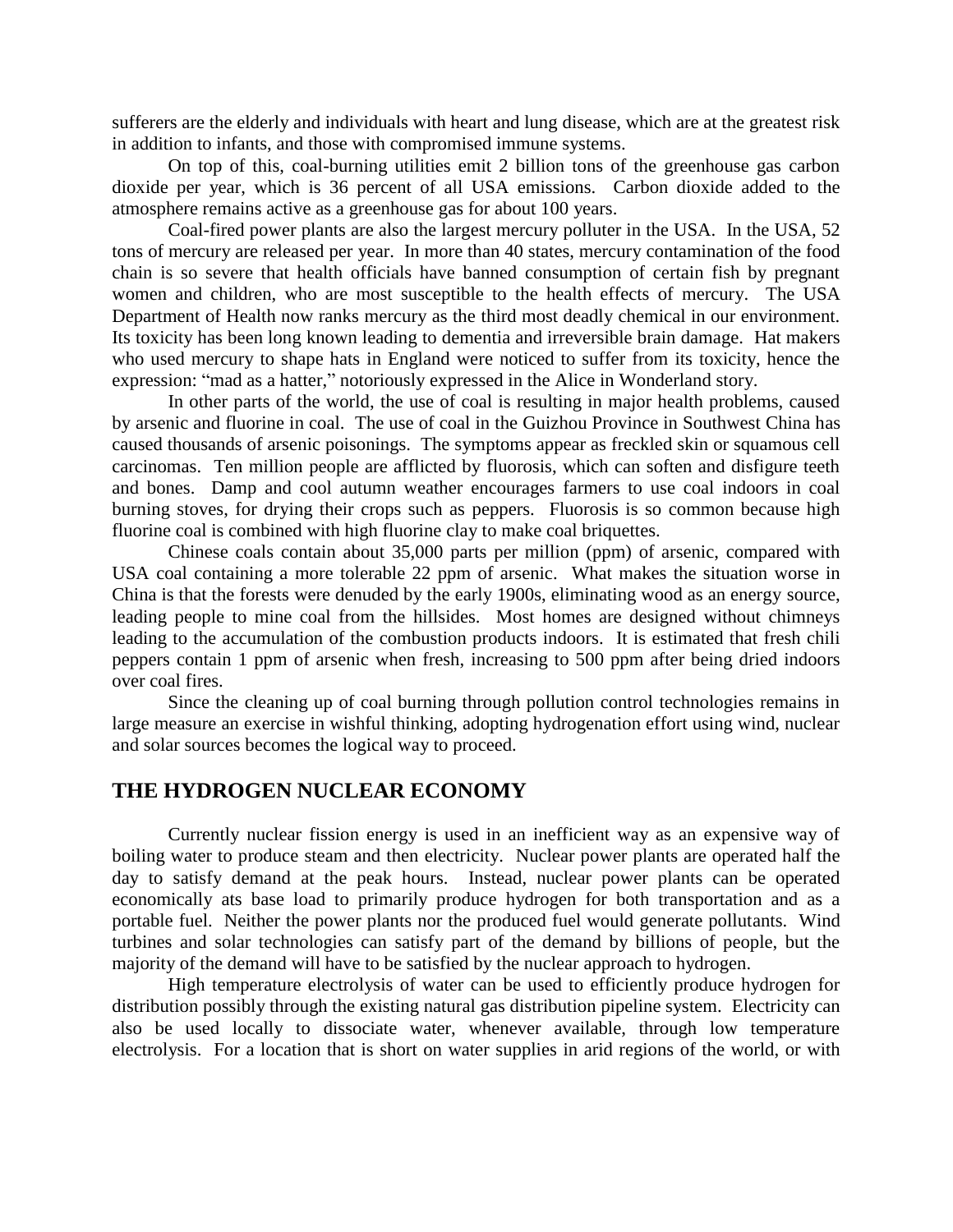sufferers are the elderly and individuals with heart and lung disease, which are at the greatest risk in addition to infants, and those with compromised immune systems.

On top of this, coal-burning utilities emit 2 billion tons of the greenhouse gas carbon dioxide per year, which is 36 percent of all USA emissions. Carbon dioxide added to the atmosphere remains active as a greenhouse gas for about 100 years.

Coal-fired power plants are also the largest mercury polluter in the USA. In the USA, 52 tons of mercury are released per year. In more than 40 states, mercury contamination of the food chain is so severe that health officials have banned consumption of certain fish by pregnant women and children, who are most susceptible to the health effects of mercury. The USA Department of Health now ranks mercury as the third most deadly chemical in our environment. Its toxicity has been long known leading to dementia and irreversible brain damage. Hat makers who used mercury to shape hats in England were noticed to suffer from its toxicity, hence the expression: "mad as a hatter," notoriously expressed in the Alice in Wonderland story.

In other parts of the world, the use of coal is resulting in major health problems, caused by arsenic and fluorine in coal. The use of coal in the Guizhou Province in Southwest China has caused thousands of arsenic poisonings. The symptoms appear as freckled skin or squamous cell carcinomas. Ten million people are afflicted by fluorosis, which can soften and disfigure teeth and bones. Damp and cool autumn weather encourages farmers to use coal indoors in coal burning stoves, for drying their crops such as peppers. Fluorosis is so common because high fluorine coal is combined with high fluorine clay to make coal briquettes.

Chinese coals contain about 35,000 parts per million (ppm) of arsenic, compared with USA coal containing a more tolerable 22 ppm of arsenic. What makes the situation worse in China is that the forests were denuded by the early 1900s, eliminating wood as an energy source, leading people to mine coal from the hillsides. Most homes are designed without chimneys leading to the accumulation of the combustion products indoors. It is estimated that fresh chili peppers contain 1 ppm of arsenic when fresh, increasing to 500 ppm after being dried indoors over coal fires.

Since the cleaning up of coal burning through pollution control technologies remains in large measure an exercise in wishful thinking, adopting hydrogenation effort using wind, nuclear and solar sources becomes the logical way to proceed.

## THE HYDROGEN NUCLEAR ECONOMY

Currently nuclear fission energy is used in an inefficient way as an expensive way of boiling water to produce steam and then electricity. Nuclear power plants are operated half the day to satisfy demand at the peak hours. Instead, nuclear power plants can be operated economically ats base load to primarily produce hydrogen for both transportation and as a portable fuel. Neither the power plants nor the produced fuel would generate pollutants. Wind turbines and solar technologies can satisfy part of the demand by billions of people, but the majority of the demand will have to be satisfied by the nuclear approach to hydrogen.

High temperature electrolysis of water can be used to efficiently produce hydrogen for distribution possibly through the existing natural gas distribution pipeline system. Electricity can also be used locally to dissociate water, whenever available, through low temperature electrolysis. For a location that is short on water supplies in arid regions of the world, or with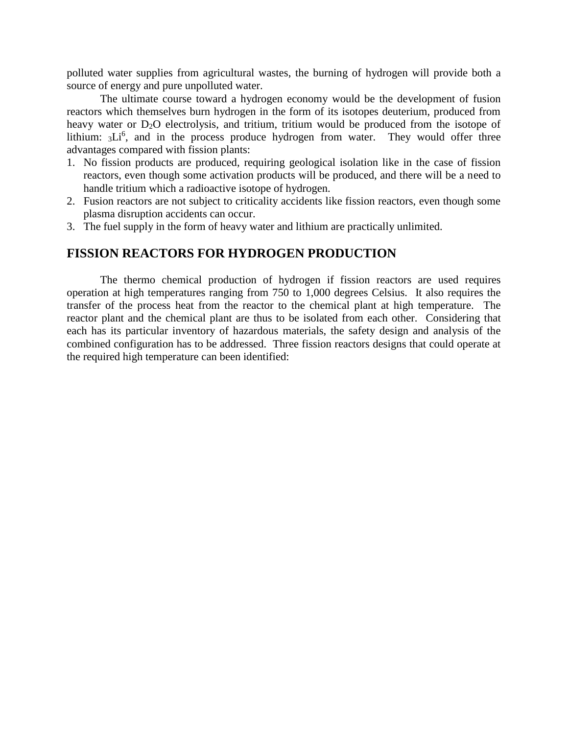polluted water supplies from agricultural wastes, the burning of hydrogen will provide both a source of energy and pure unpolluted water.

The ultimate course toward a hydrogen economy would be the development of fusion reactors which themselves burn hydrogen in the form of its isotopes deuterium, produced from heavy water or $D_2O$ electrolysis, and tritium, tritium would be produced from the isotope of lithium: ${}_3Li^6$, and in the process produce hydrogen from water. They would offer three advantages compared with fission plants:

1. No fission products are produced, requiring geological isolation like in the case of fission reactors, even though some activation products will be produced, and there will be a need to handle tritium which a radioactive isotope of hydrogen.
2. Fusion reactors are not subject to criticality accidents like fission reactors, even though some plasma disruption accidents can occur.
3. The fuel supply in the form of heavy water and lithium are practically unlimited.

## FISSION REACTORS FOR HYDROGEN PRODUCTION

The thermo chemical production of hydrogen if fission reactors are used requires operation at high temperatures ranging from 750 to 1,000 degrees Celsius. It also requires the transfer of the process heat from the reactor to the chemical plant at high temperature. The reactor plant and the chemical plant are thus to be isolated from each other. Considering that each has its particular inventory of hazardous materials, the safety design and analysis of the combined configuration has to be addressed. Three fission reactors designs that could operate at the required high temperature can been identified: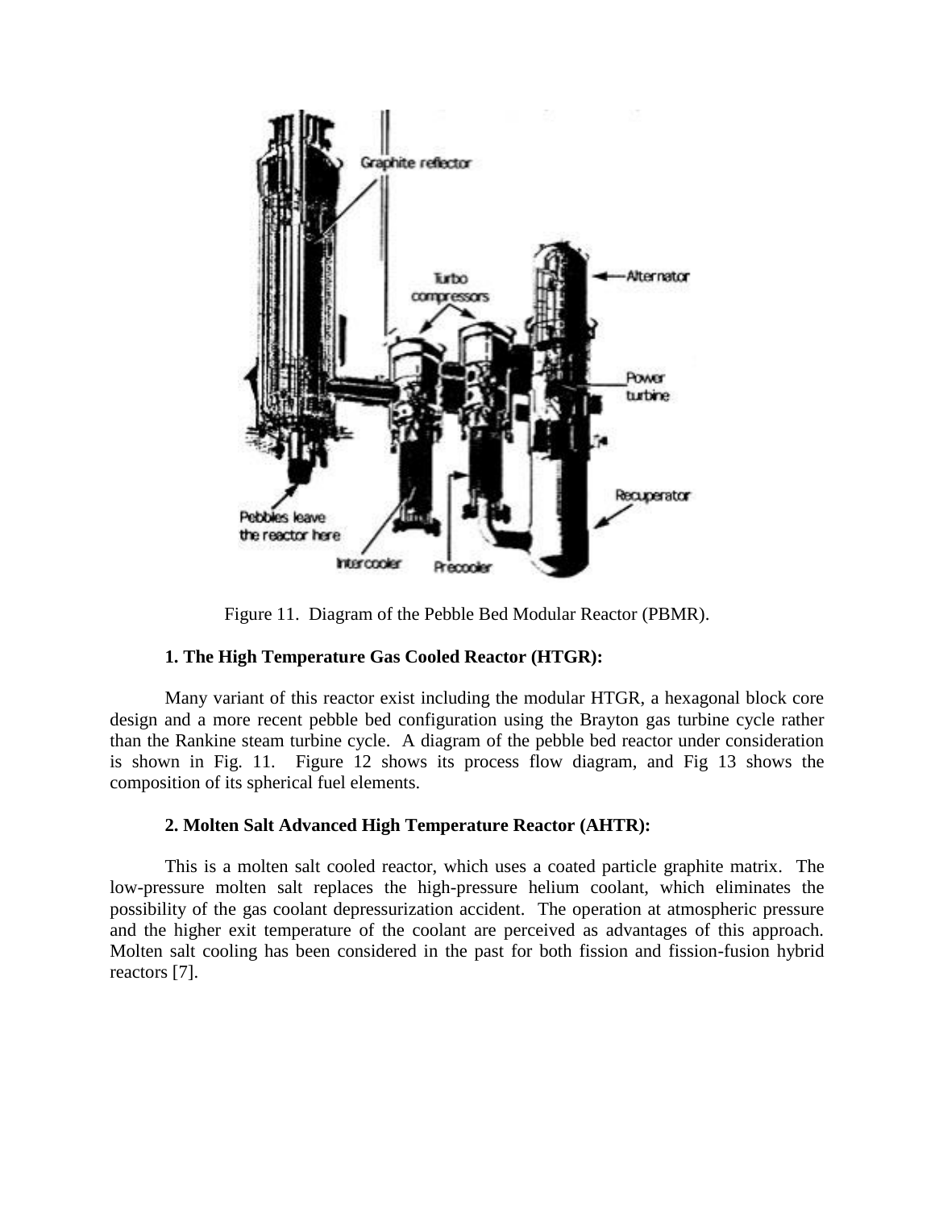Figure 11. Diagram of the Pebble Bed Modular Reactor (PBMR).

**1. The High Temperature Gas Cooled Reactor (HTGR):**

Many variant of this reactor exist including the modular HTGR, a hexagonal block core design and a more recent pebble bed configuration using the Brayton gas turbine cycle rather than the Rankine steam turbine cycle. A diagram of the pebble bed reactor under consideration is shown in Fig. 11. Figure 12 shows its process flow diagram, and Fig 13 shows the composition of its spherical fuel elements.

**2. Molten Salt Advanced High Temperature Reactor (AHTR):**

This is a molten salt cooled reactor, which uses a coated particle graphite matrix. The low-pressure molten salt replaces the high-pressure helium coolant, which eliminates the possibility of the gas coolant depressurization accident. The operation at atmospheric pressure and the higher exit temperature of the coolant are perceived as advantages of this approach. Molten salt cooling has been considered in the past for both fission and fission-fusion hybrid reactors [7].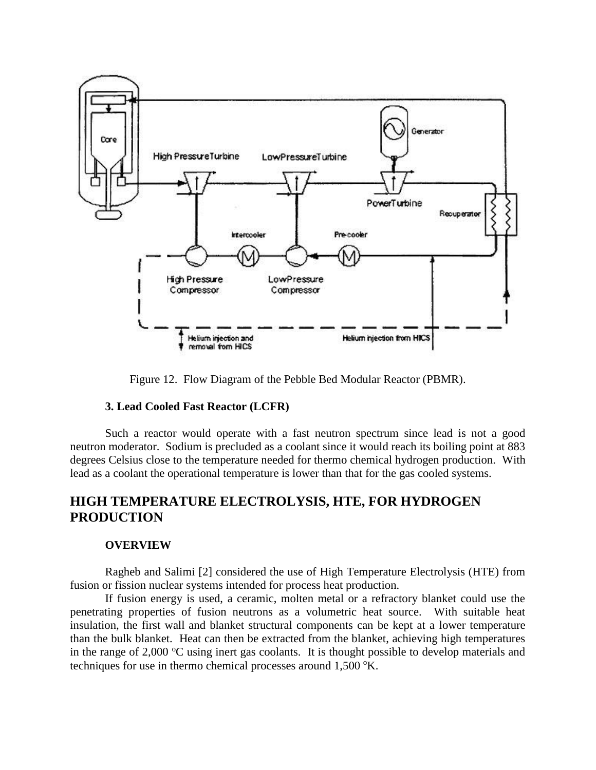Figure 12. Flow Diagram of the Pebble Bed Modular Reactor (PBMR).

### 3. Lead Cooled Fast Reactor (LCFR)

Such a reactor would operate with a fast neutron spectrum since lead is not a good neutron moderator. Sodium is precluded as a coolant since it would reach its boiling point at 883 degrees Celsius close to the temperature needed for thermo chemical hydrogen production. With lead as a coolant the operational temperature is lower than that for the gas cooled systems.

## HIGH TEMPERATURE ELECTROLYSIS, HTE, FOR HYDROGEN PRODUCTION

### OVERVIEW

Ragheb and Salimi [2] considered the use of High Temperature Electrolysis (HTE) from fusion or fission nuclear systems intended for process heat production.

If fusion energy is used, a ceramic, molten metal or a refractory blanket could use the penetrating properties of fusion neutrons as a volumetric heat source. With suitable heat insulation, the first wall and blanket structural components can be kept at a lower temperature than the bulk blanket. Heat can then be extracted from the blanket, achieving high temperatures in the range of 2,000 $^{o}$C using inert gas coolants. It is thought possible to develop materials and techniques for use in thermo chemical processes around 1,500 $^{o}$K.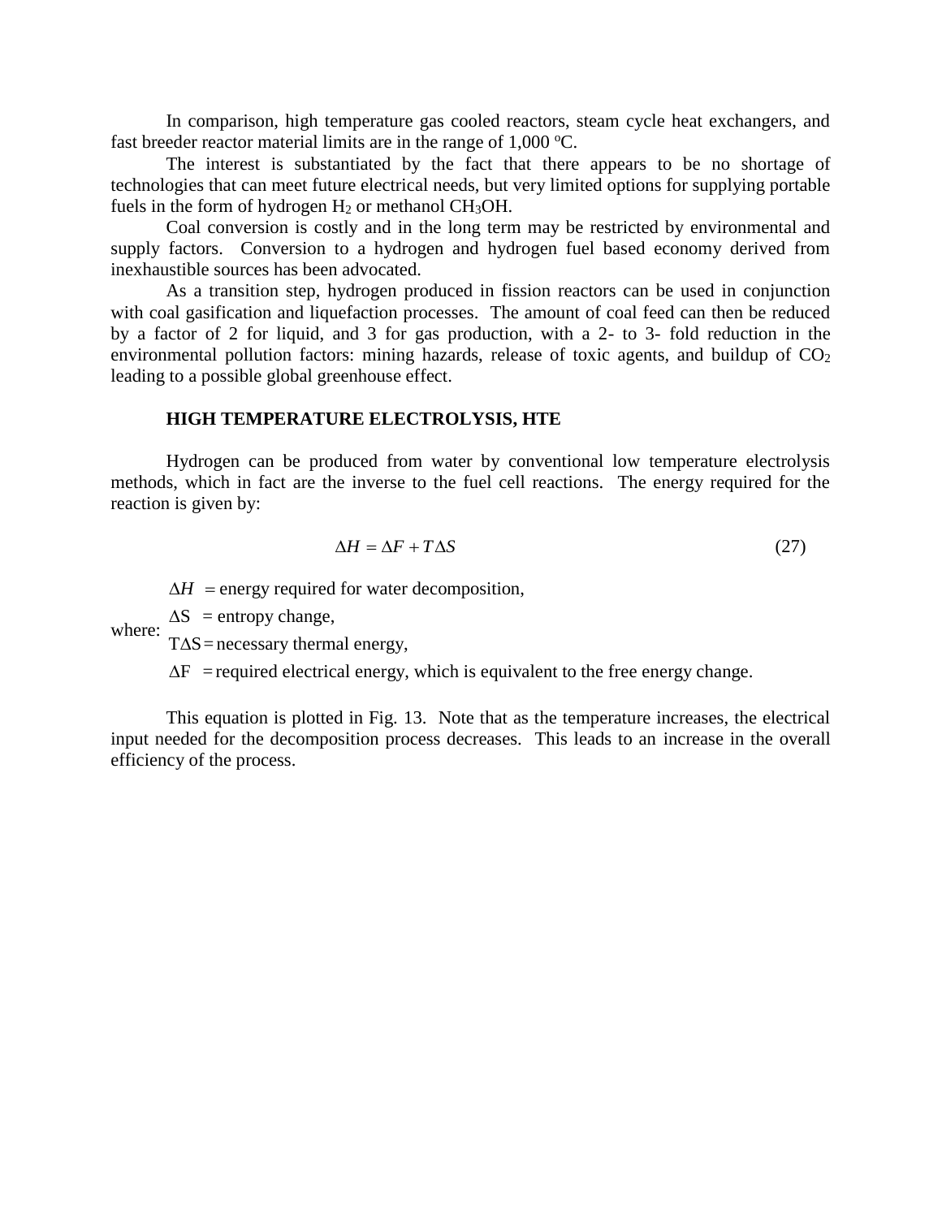In comparison, high temperature gas cooled reactors, steam cycle heat exchangers, and fast breeder reactor material limits are in the range of 1,000 $^oC$.

The interest is substantiated by the fact that there appears to be no shortage of technologies that can meet future electrical needs, but very limited options for supplying portable fuels in the form of hydrogen $H_2$ or methanol $CH_3OH$.

Coal conversion is costly and in the long term may be restricted by environmental and supply factors. Conversion to a hydrogen and hydrogen fuel based economy derived from inexhaustible sources has been advocated.

As a transition step, hydrogen produced in fission reactors can be used in conjunction with coal gasification and liquefaction processes. The amount of coal feed can then be reduced by a factor of 2 for liquid, and 3 for gas production, with a 2- to 3- fold reduction in the environmental pollution factors: mining hazards, release of toxic agents, and buildup of $CO_2$ leading to a possible global greenhouse effect.

## HIGH TEMPERATURE ELECTROLYSIS, HTE

Hydrogen can be produced from water by conventional low temperature electrolysis methods, which in fact are the inverse to the fuel cell reactions. The energy required for the reaction is given by:

$$\Delta H = \Delta F + T\Delta S \tag{27}$$

where:

$\Delta H$ = energy required for water decomposition,

$\Delta S$ = entropy change,

$T\Delta S$ = necessary thermal energy,

$\Delta F$ = required electrical energy, which is equivalent to the free energy change.

This equation is plotted in Fig. 13. Note that as the temperature increases, the electrical input needed for the decomposition process decreases. This leads to an increase in the overall efficiency of the process.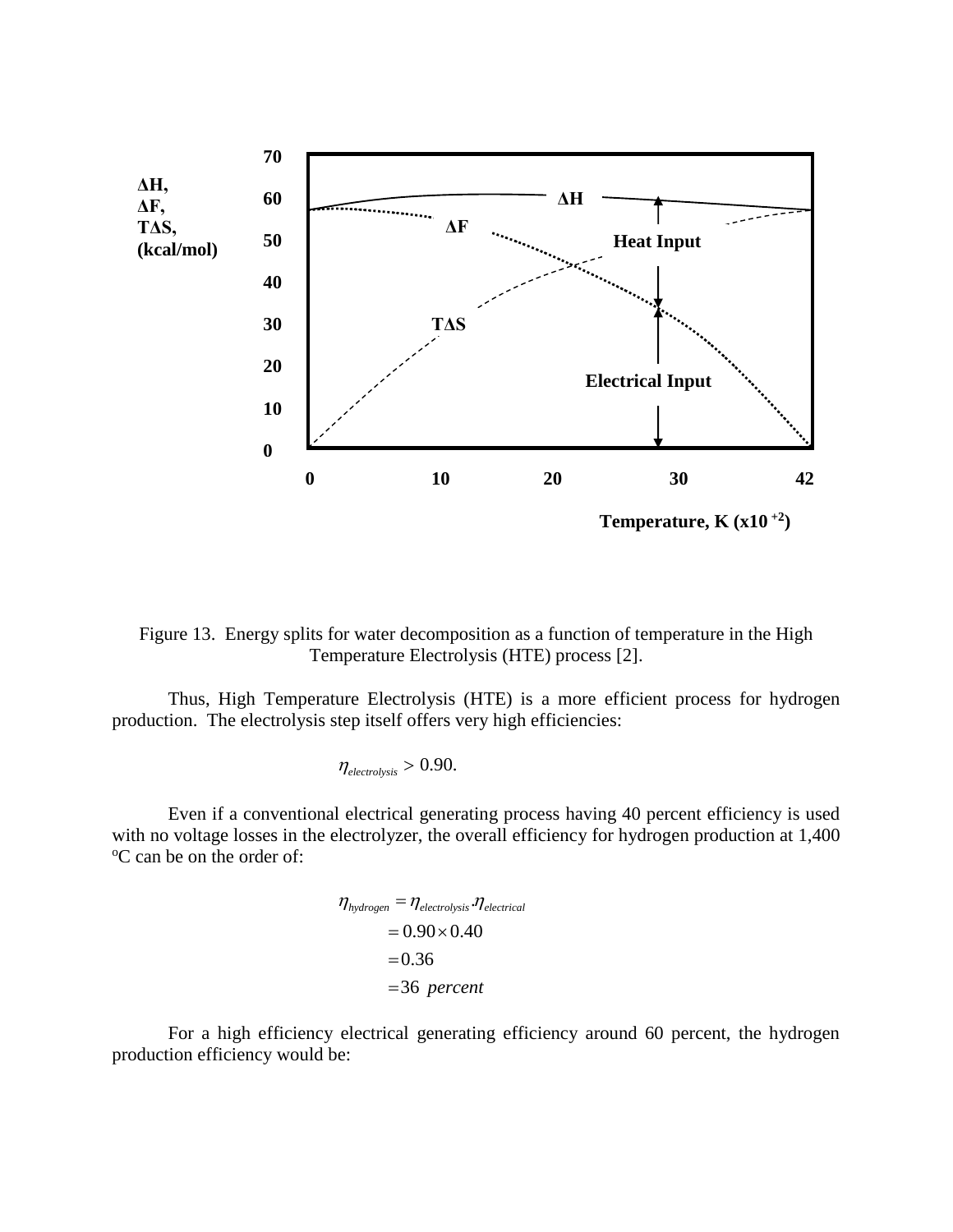Figure 13. Energy splits for water decomposition as a function of temperature in the High Temperature Electrolysis (HTE) process [2].

Thus, High Temperature Electrolysis (HTE) is a more efficient process for hydrogen production. The electrolysis step itself offers very high efficiencies:

$$\eta_{electrolysis} > 0.90.$$

Even if a conventional electrical generating process having 40 percent efficiency is used with no voltage losses in the electrolyzer, the overall efficiency for hydrogen production at 1,400 $^{o}$C can be on the order of:

$$\begin{aligned}\eta_{hydrogen} &= \eta_{electrolysis}.\eta_{electrical} \\ &= 0.90 \times 0.40 \\ &= 0.36 \\ &= 36 \ \textit{percent}\end{aligned}$$

For a high efficiency electrical generating efficiency around 60 percent, the hydrogen production efficiency would be: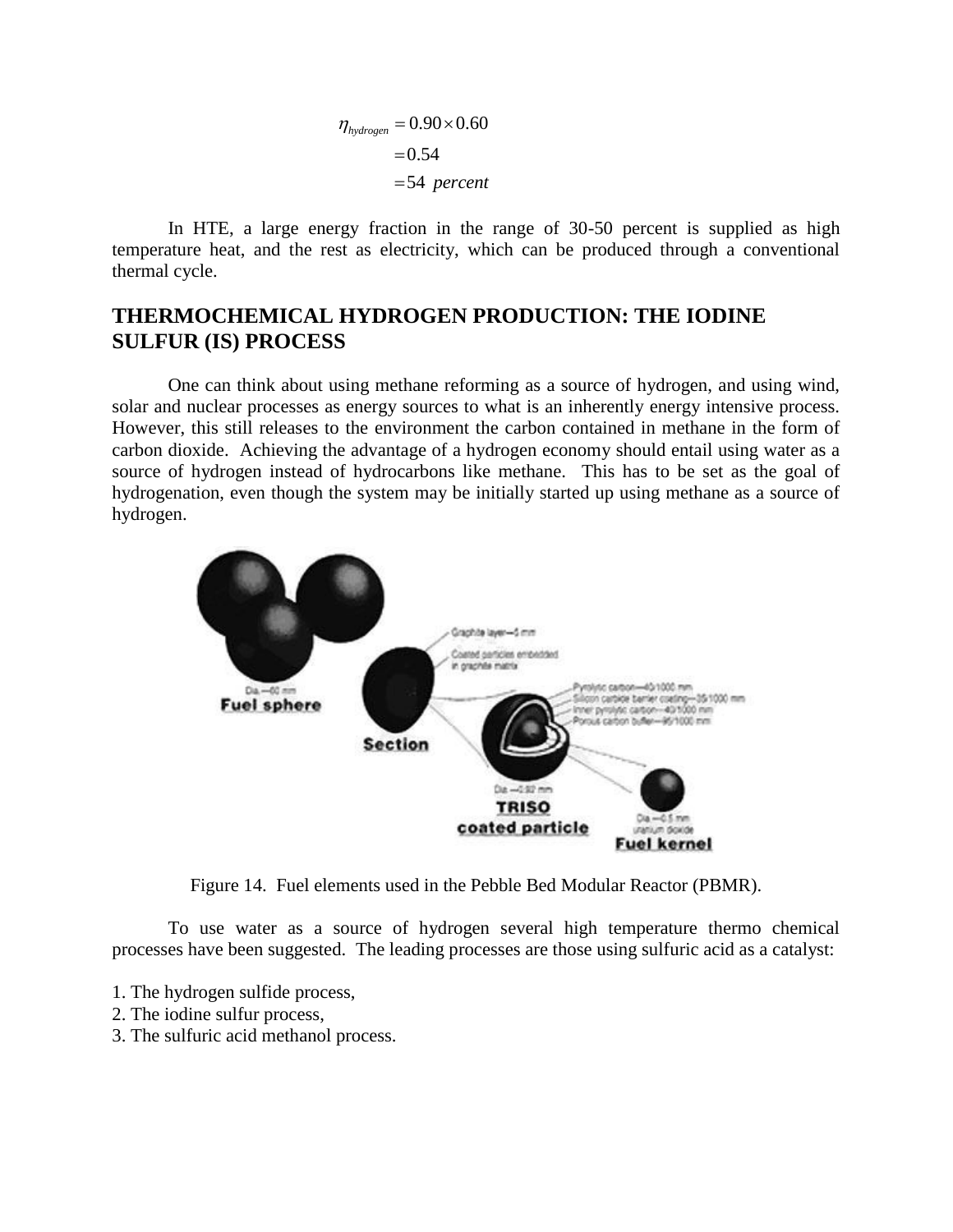$$
\begin{aligned}
\eta_{hydrogen} &= 0.90 \times 0.60 \\
&= 0.54 \\
&= 54 \ percent
\end{aligned}
$$

In HTE, a large energy fraction in the range of 30-50 percent is supplied as high temperature heat, and the rest as electricity, which can be produced through a conventional thermal cycle.

## THERMOCHEMICAL HYDROGEN PRODUCTION: THE IODINE SULFUR (IS) PROCESS

One can think about using methane reforming as a source of hydrogen, and using wind, solar and nuclear processes as energy sources to what is an inherently energy intensive process. However, this still releases to the environment the carbon contained in methane in the form of carbon dioxide. Achieving the advantage of a hydrogen economy should entail using water as a source of hydrogen instead of hydrocarbons like methane. This has to be set as the goal of hydrogenation, even though the system may be initially started up using methane as a source of hydrogen.

Figure 14. Fuel elements used in the Pebble Bed Modular Reactor (PBMR).

To use water as a source of hydrogen several high temperature thermo chemical processes have been suggested. The leading processes are those using sulfuric acid as a catalyst:

1. The hydrogen sulfide process,
2. The iodine sulfur process,
3. The sulfuric acid methanol process.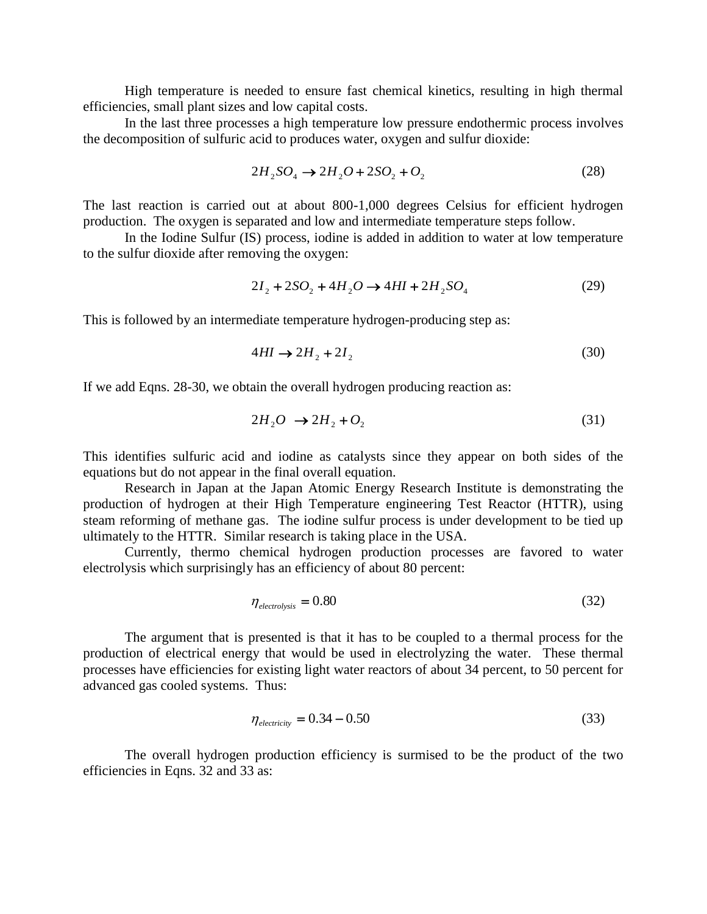High temperature is needed to ensure fast chemical kinetics, resulting in high thermal efficiencies, small plant sizes and low capital costs.

In the last three processes a high temperature low pressure endothermic process involves the decomposition of sulfuric acid to produces water, oxygen and sulfur dioxide:

$$2H_2SO_4 \rightarrow 2H_2O + 2SO_2 + O_2 \tag{28}$$

The last reaction is carried out at about 800-1,000 degrees Celsius for efficient hydrogen production. The oxygen is separated and low and intermediate temperature steps follow.

In the Iodine Sulfur (IS) process, iodine is added in addition to water at low temperature to the sulfur dioxide after removing the oxygen:

$$2I_2 + 2SO_2 + 4H_2O \rightarrow 4HI + 2H_2SO_4 \tag{29}$$

This is followed by an intermediate temperature hydrogen-producing step as:

$$4HI \rightarrow 2H_2 + 2I_2 \tag{30}$$

If we add Eqns. 28-30, we obtain the overall hydrogen producing reaction as:

$$2H_2O \rightarrow 2H_2 + O_2 \tag{31}$$

This identifies sulfuric acid and iodine as catalysts since they appear on both sides of the equations but do not appear in the final overall equation.

Research in Japan at the Japan Atomic Energy Research Institute is demonstrating the production of hydrogen at their High Temperature engineering Test Reactor (HTTR), using steam reforming of methane gas. The iodine sulfur process is under development to be tied up ultimately to the HTTR. Similar research is taking place in the USA.

Currently, thermo chemical hydrogen production processes are favored to water electrolysis which surprisingly has an efficiency of about 80 percent:

$$\eta_{electrolysis} = 0.80 \tag{32}$$

The argument that is presented is that it has to be coupled to a thermal process for the production of electrical energy that would be used in electrolyzing the water. These thermal processes have efficiencies for existing light water reactors of about 34 percent, to 50 percent for advanced gas cooled systems. Thus:

$$\eta_{electricity} = 0.34 - 0.50 \tag{33}$$

The overall hydrogen production efficiency is surmised to be the product of the two efficiencies in Eqns. 32 and 33 as: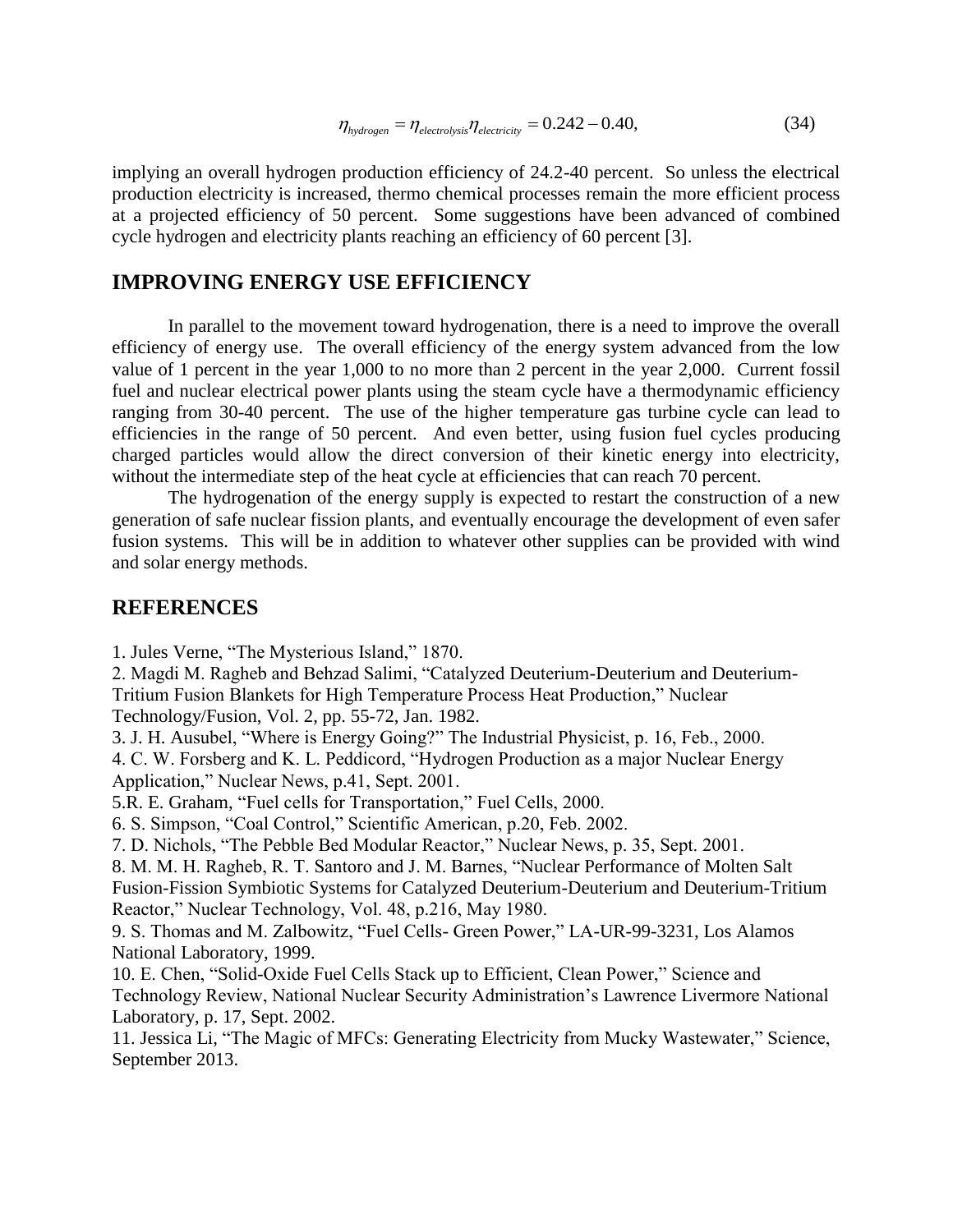$$\eta_{hydrogen} = \eta_{electrolysis}\eta_{electricity} = 0.242 - 0.40, \tag{34}$$

implying an overall hydrogen production efficiency of 24.2-40 percent. So unless the electrical production electricity is increased, thermo chemical processes remain the more efficient process at a projected efficiency of 50 percent. Some suggestions have been advanced of combined cycle hydrogen and electricity plants reaching an efficiency of 60 percent [3].

## IMPROVING ENERGY USE EFFICIENCY

In parallel to the movement toward hydrogenation, there is a need to improve the overall efficiency of energy use. The overall efficiency of the energy system advanced from the low value of 1 percent in the year 1,000 to no more than 2 percent in the year 2,000. Current fossil fuel and nuclear electrical power plants using the steam cycle have a thermodynamic efficiency ranging from 30-40 percent. The use of the higher temperature gas turbine cycle can lead to efficiencies in the range of 50 percent. And even better, using fusion fuel cycles producing charged particles would allow the direct conversion of their kinetic energy into electricity, without the intermediate step of the heat cycle at efficiencies that can reach 70 percent.

The hydrogenation of the energy supply is expected to restart the construction of a new generation of safe nuclear fission plants, and eventually encourage the development of even safer fusion systems. This will be in addition to whatever other supplies can be provided with wind and solar energy methods.

## REFERENCES

1. Jules Verne, "The Mysterious Island," 1870.
2. Magdi M. Ragheb and Behzad Salimi, "Catalyzed Deuterium-Deuterium and Deuterium-Tritium Fusion Blankets for High Temperature Process Heat Production," Nuclear Technology/Fusion, Vol. 2, pp. 55-72, Jan. 1982.
3. J. H. Ausubel, "Where is Energy Going?" The Industrial Physicist, p. 16, Feb., 2000.
4. C. W. Forsberg and K. L. Peddicord, "Hydrogen Production as a major Nuclear Energy Application," Nuclear News, p.41, Sept. 2001.
5. R. E. Graham, "Fuel cells for Transportation," Fuel Cells, 2000.
6. S. Simpson, "Coal Control," Scientific American, p.20, Feb. 2002.
7. D. Nichols, "The Pebble Bed Modular Reactor," Nuclear News, p. 35, Sept. 2001.
8. M. M. H. Ragheb, R. T. Santoro and J. M. Barnes, "Nuclear Performance of Molten Salt Fusion-Fission Symbiotic Systems for Catalyzed Deuterium-Deuterium and Deuterium-Tritium Reactor," Nuclear Technology, Vol. 48, p.216, May 1980.
9. S. Thomas and M. Zalbowitz, "Fuel Cells- Green Power," LA-UR-99-3231, Los Alamos National Laboratory, 1999.
10. E. Chen, "Solid-Oxide Fuel Cells Stack up to Efficient, Clean Power," Science and Technology Review, National Nuclear Security Administration's Lawrence Livermore National Laboratory, p. 17, Sept. 2002.
11. Jessica Li, "The Magic of MFCs: Generating Electricity from Mucky Wastewater," Science, September 2013.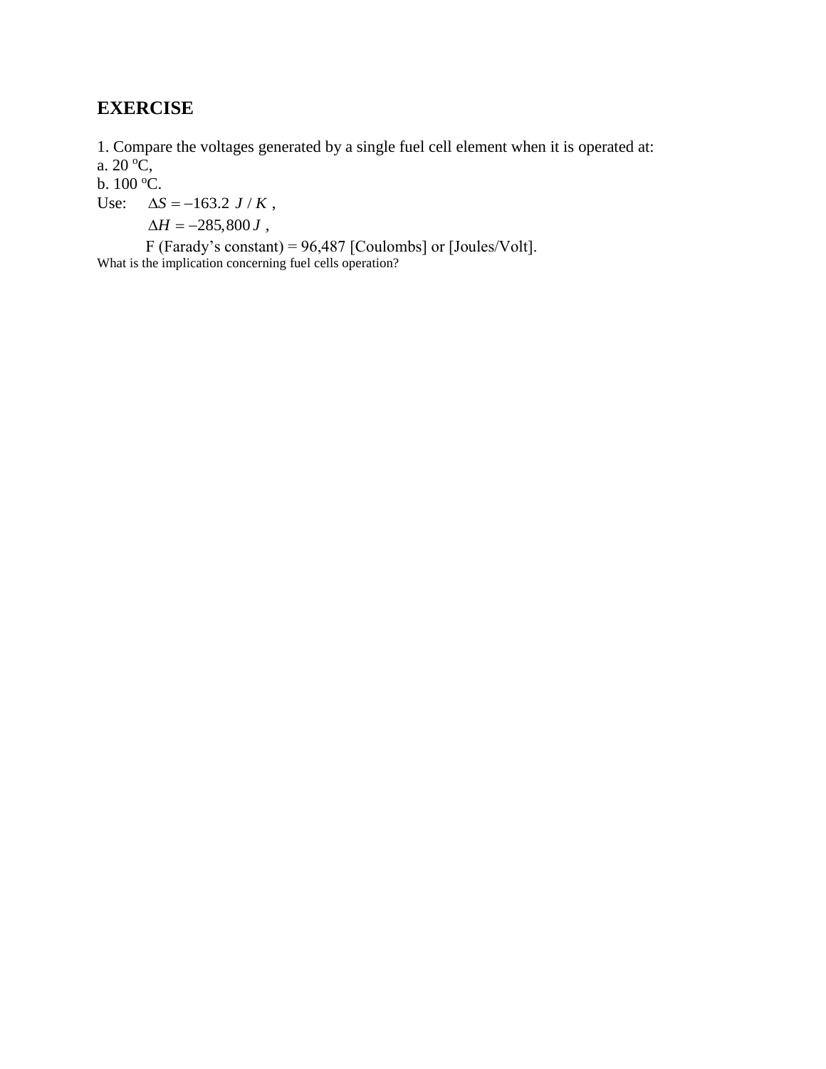## EXERCISE

1. Compare the voltages generated by a single fuel cell element when it is operated at:

a. 20 $^{o}$C,

b. 100 $^{o}$C.

Use: $\Delta S = -163.2 \ J / K$ ,

$\Delta H = -285{,}800 \, J$ ,

F (Farady's constant) = 96,487 [Coulombs] or [Joules/Volt].

What is the implication concerning fuel cells operation?